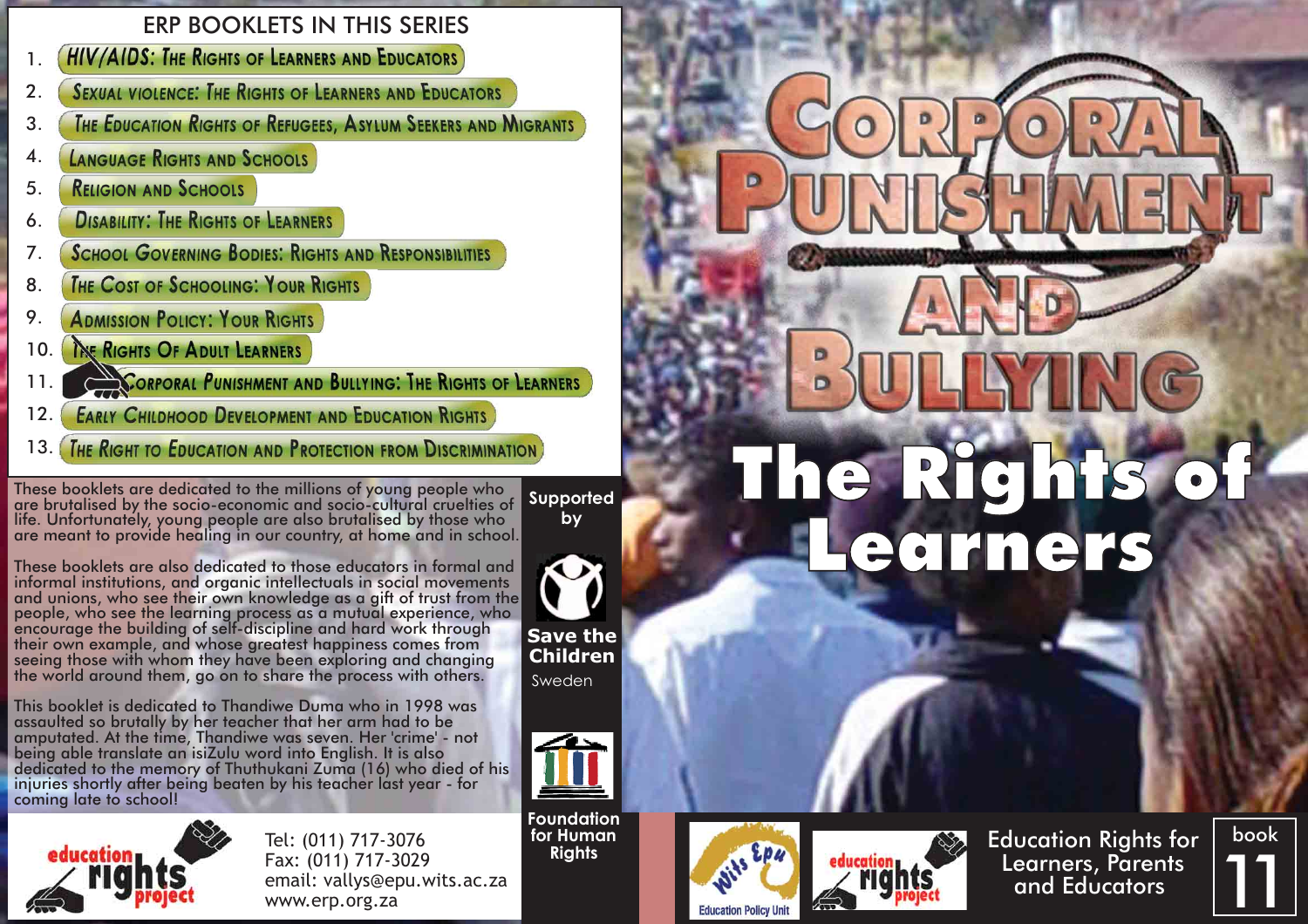# Corporal Punishment and Bullying

## The Rights of Learners

## ERP BOOKLETS IN THIS SERIES

1. HIV/AIDS: The Rights of Learners and Educators
2. Sexual Violence: The Rights of Learners and Educators
3. The Education Rights of Refugees, Asylum Seekers and Migrants
4. Language Rights and Schools
5. Religion and Schools
6. Disability: The Rights of Learners
7. School Governing Bodies: Rights and Responsibilities
8. The Cost of Schooling: Your Rights
9. Admission Policy: Your Rights
10. The Rights Of Adult Learners
11. Corporal Punishment and Bullying: The Rights of Learners
12. Early Childhood Development and Education Rights
13. The Right to Education and Protection from Discrimination

These booklets are dedicated to the millions of young people who are brutalised by the socio-economic and socio-cultural cruelties of life. Unfortunately, young people are also brutalised by those who are meant to provide healing in our country, at home and in school.

These booklets are also dedicated to those educators in formal and informal institutions, and organic intellectuals in social movements and unions, who see their own knowledge as a gift of trust from the people, who see the learning process as a mutual experience, who encourage the building of self-discipline and hard work through their own example, and whose greatest happiness comes from seeing those with whom they have been exploring and changing the world around them, go on to share the process with others.

This booklet is dedicated to Thandiwe Duma who in 1998 was assaulted so brutally by her teacher that her arm had to be amputated. At the time, Thandiwe was seven. Her 'crime' - not being able translate an isiZulu word into English. It is also dedicated to the memory of Thuthukani Zuma (16) who died of his injuries shortly after being beaten by his teacher last year - for coming late to school!

Supported by

Save the Children Sweden

Foundation for Human Rights

education rights project

Tel: (011) 717-3076
Fax: (011) 717-3029
email: vallys@epu.wits.ac.za
www.erp.org.za

Wits Epu Education Policy Unit

Education Rights for Learners, Parents and Educators

book 11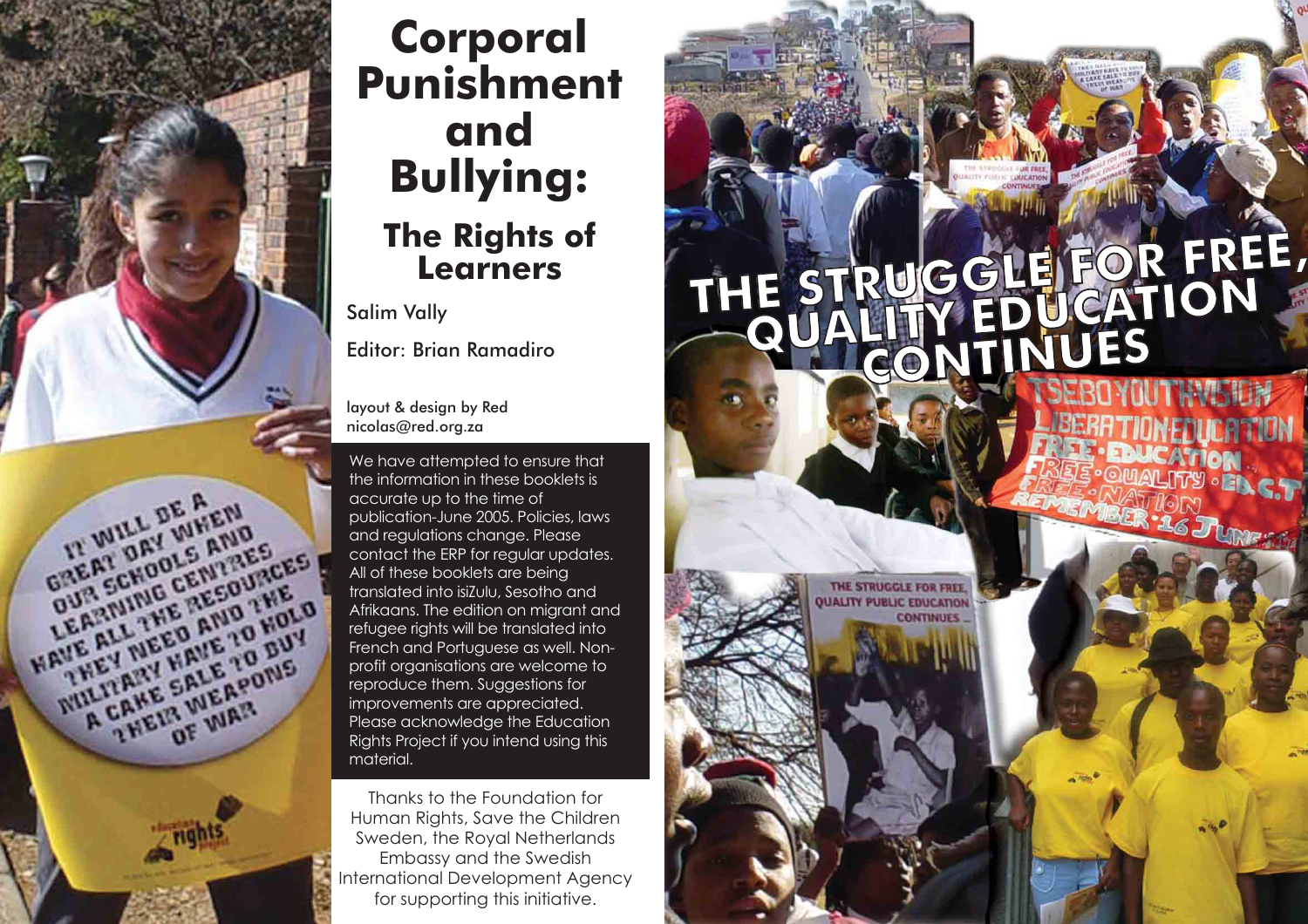# Corporal Punishment and Bullying:

## The Rights of Learners

Salim Vally

Editor: Brian Ramadiro

layout & design by Red
nicolas@red.org.za

We have attempted to ensure that the information in these booklets is accurate up to the time of publication-June 2005. Policies, laws and regulations change. Please contact the ERP for regular updates. All of these booklets are being translated into isiZulu, Sesotho and Afrikaans. The edition on migrant and refugee rights will be translated into French and Portuguese as well. Non-profit organisations are welcome to reproduce them. Suggestions for improvements are appreciated. Please acknowledge the Education Rights Project if you intend using this material.

Thanks to the Foundation for Human Rights, Save the Children Sweden, the Royal Netherlands Embassy and the Swedish International Development Agency for supporting this initiative.

THE STRUGGLE FOR FREE, QUALITY EDUCATION CONTINUES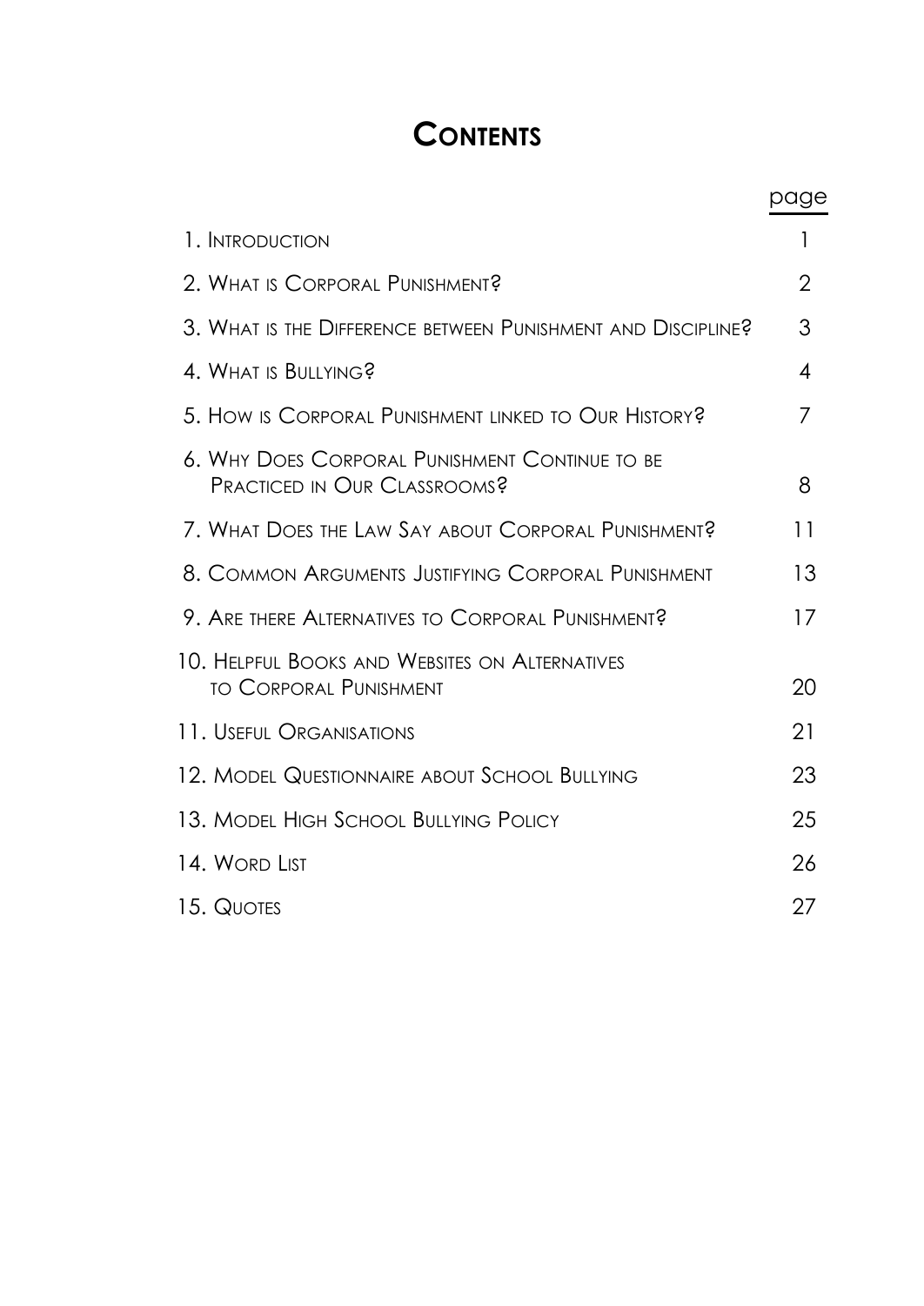# CONTENTS

| | page |
|---|---|
| 1. INTRODUCTION | 1 |
| 2. WHAT IS CORPORAL PUNISHMENT? | 2 |
| 3. WHAT IS THE DIFFERENCE BETWEEN PUNISHMENT AND DISCIPLINE? | 3 |
| 4. WHAT IS BULLYING? | 4 |
| 5. HOW IS CORPORAL PUNISHMENT LINKED TO OUR HISTORY? | 7 |
| 6. WHY DOES CORPORAL PUNISHMENT CONTINUE TO BE PRACTICED IN OUR CLASSROOMS? | 8 |
| 7. WHAT DOES THE LAW SAY ABOUT CORPORAL PUNISHMENT? | 11 |
| 8. COMMON ARGUMENTS JUSTIFYING CORPORAL PUNISHMENT | 13 |
| 9. ARE THERE ALTERNATIVES TO CORPORAL PUNISHMENT? | 17 |
| 10. HELPFUL BOOKS AND WEBSITES ON ALTERNATIVES TO CORPORAL PUNISHMENT | 20 |
| 11. USEFUL ORGANISATIONS | 21 |
| 12. MODEL QUESTIONNAIRE ABOUT SCHOOL BULLYING | 23 |
| 13. MODEL HIGH SCHOOL BULLYING POLICY | 25 |
| 14. WORD LIST | 26 |
| 15. QUOTES | 27 |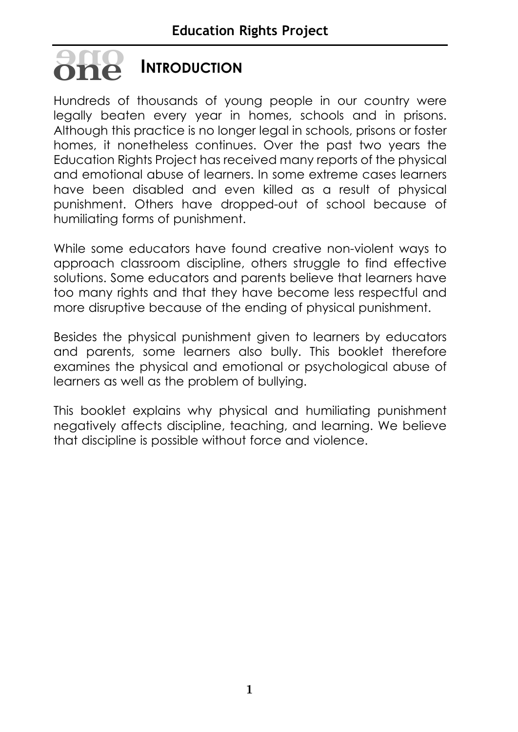# one INTRODUCTION

Hundreds of thousands of young people in our country were legally beaten every year in homes, schools and in prisons. Although this practice is no longer legal in schools, prisons or foster homes, it nonetheless continues. Over the past two years the Education Rights Project has received many reports of the physical and emotional abuse of learners. In some extreme cases learners have been disabled and even killed as a result of physical punishment. Others have dropped-out of school because of humiliating forms of punishment.

While some educators have found creative non-violent ways to approach classroom discipline, others struggle to find effective solutions. Some educators and parents believe that learners have too many rights and that they have become less respectful and more disruptive because of the ending of physical punishment.

Besides the physical punishment given to learners by educators and parents, some learners also bully. This booklet therefore examines the physical and emotional or psychological abuse of learners as well as the problem of bullying.

This booklet explains why physical and humiliating punishment negatively affects discipline, teaching, and learning. We believe that discipline is possible without force and violence.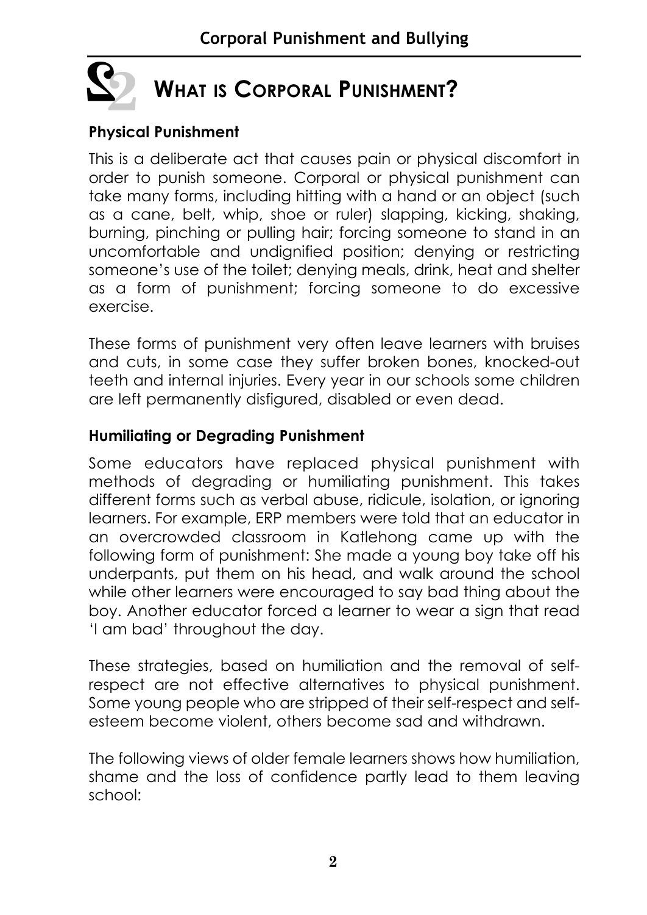# WHAT IS CORPORAL PUNISHMENT?

### Physical Punishment

This is a deliberate act that causes pain or physical discomfort in order to punish someone. Corporal or physical punishment can take many forms, including hitting with a hand or an object (such as a cane, belt, whip, shoe or ruler) slapping, kicking, shaking, burning, pinching or pulling hair; forcing someone to stand in an uncomfortable and undignified position; denying or restricting someone's use of the toilet; denying meals, drink, heat and shelter as a form of punishment; forcing someone to do excessive exercise.

These forms of punishment very often leave learners with bruises and cuts, in some case they suffer broken bones, knocked-out teeth and internal injuries. Every year in our schools some children are left permanently disfigured, disabled or even dead.

### Humiliating or Degrading Punishment

Some educators have replaced physical punishment with methods of degrading or humiliating punishment. This takes different forms such as verbal abuse, ridicule, isolation, or ignoring learners. For example, ERP members were told that an educator in an overcrowded classroom in Katlehong came up with the following form of punishment: She made a young boy take off his underpants, put them on his head, and walk around the school while other learners were encouraged to say bad thing about the boy. Another educator forced a learner to wear a sign that read 'I am bad' throughout the day.

These strategies, based on humiliation and the removal of self-respect are not effective alternatives to physical punishment. Some young people who are stripped of their self-respect and self-esteem become violent, others become sad and withdrawn.

The following views of older female learners shows how humiliation, shame and the loss of confidence partly lead to them leaving school: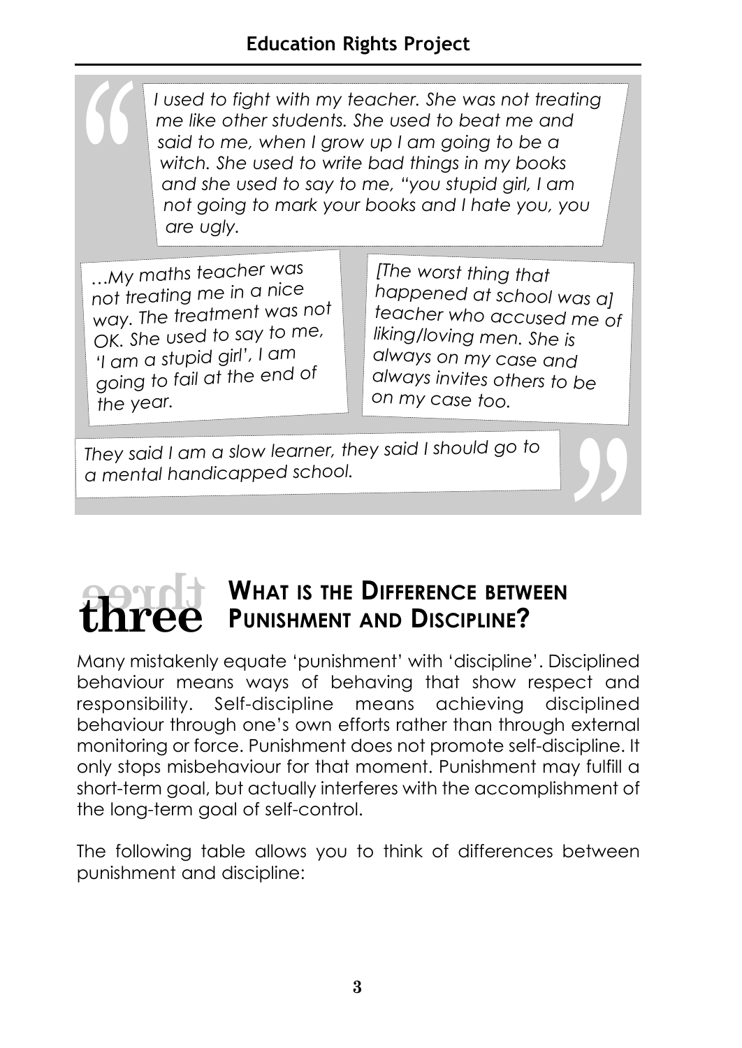> *I used to fight with my teacher. She was not treating me like other students. She used to beat me and said to me, when I grow up I am going to be a witch. She used to write bad things in my books and she used to say to me, "you stupid girl, I am not going to mark your books and I hate you, you are ugly.*

> *…My maths teacher was not treating me in a nice way. The treatment was not OK. She used to say to me, 'I am a stupid girl', I am going to fail at the end of the year.*

> *[The worst thing that happened at school was a] teacher who accused me of liking/loving men. She is always on my case and always invites others to be on my case too.*

> *They said I am a slow learner, they said I should go to a mental handicapped school.*

## three WHAT IS THE DIFFERENCE BETWEEN PUNISHMENT AND DISCIPLINE?

Many mistakenly equate 'punishment' with 'discipline'. Disciplined behaviour means ways of behaving that show respect and responsibility. Self-discipline means achieving disciplined behaviour through one's own efforts rather than through external monitoring or force. Punishment does not promote self-discipline. It only stops misbehaviour for that moment. Punishment may fulfill a short-term goal, but actually interferes with the accomplishment of the long-term goal of self-control.

The following table allows you to think of differences between punishment and discipline: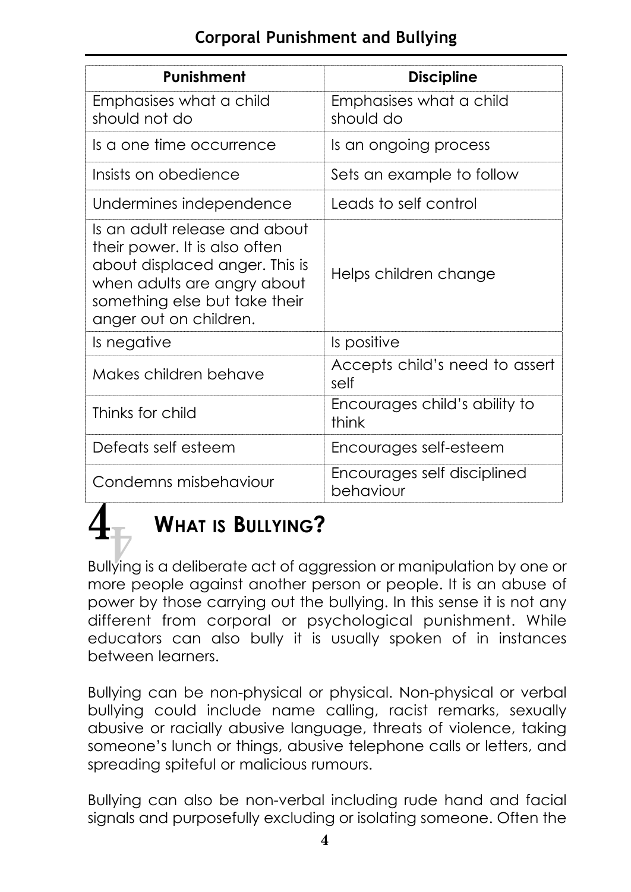| Punishment | Discipline |
| --- | --- |
| Emphasises what a child should not do | Emphasises what a child should do |
| Is a one time occurrence | Is an ongoing process |
| Insists on obedience | Sets an example to follow |
| Undermines independence | Leads to self control |
| Is an adult release and about their power. It is also often about displaced anger. This is when adults are angry about something else but take their anger out on children. | Helps children change |
| Is negative | Is positive |
| Makes children behave | Accepts child's need to assert self |
| Thinks for child | Encourages child's ability to think |
| Defeats self esteem | Encourages self-esteem |
| Condemns misbehaviour | Encourages self disciplined behaviour |

## 4 WHAT IS BULLYING?

Bullying is a deliberate act of aggression or manipulation by one or more people against another person or people. It is an abuse of power by those carrying out the bullying. In this sense it is not any different from corporal or psychological punishment. While educators can also bully it is usually spoken of in instances between learners.

Bullying can be non-physical or physical. Non-physical or verbal bullying could include name calling, racist remarks, sexually abusive or racially abusive language, threats of violence, taking someone's lunch or things, abusive telephone calls or letters, and spreading spiteful or malicious rumours.

Bullying can also be non-verbal including rude hand and facial signals and purposefully excluding or isolating someone. Often the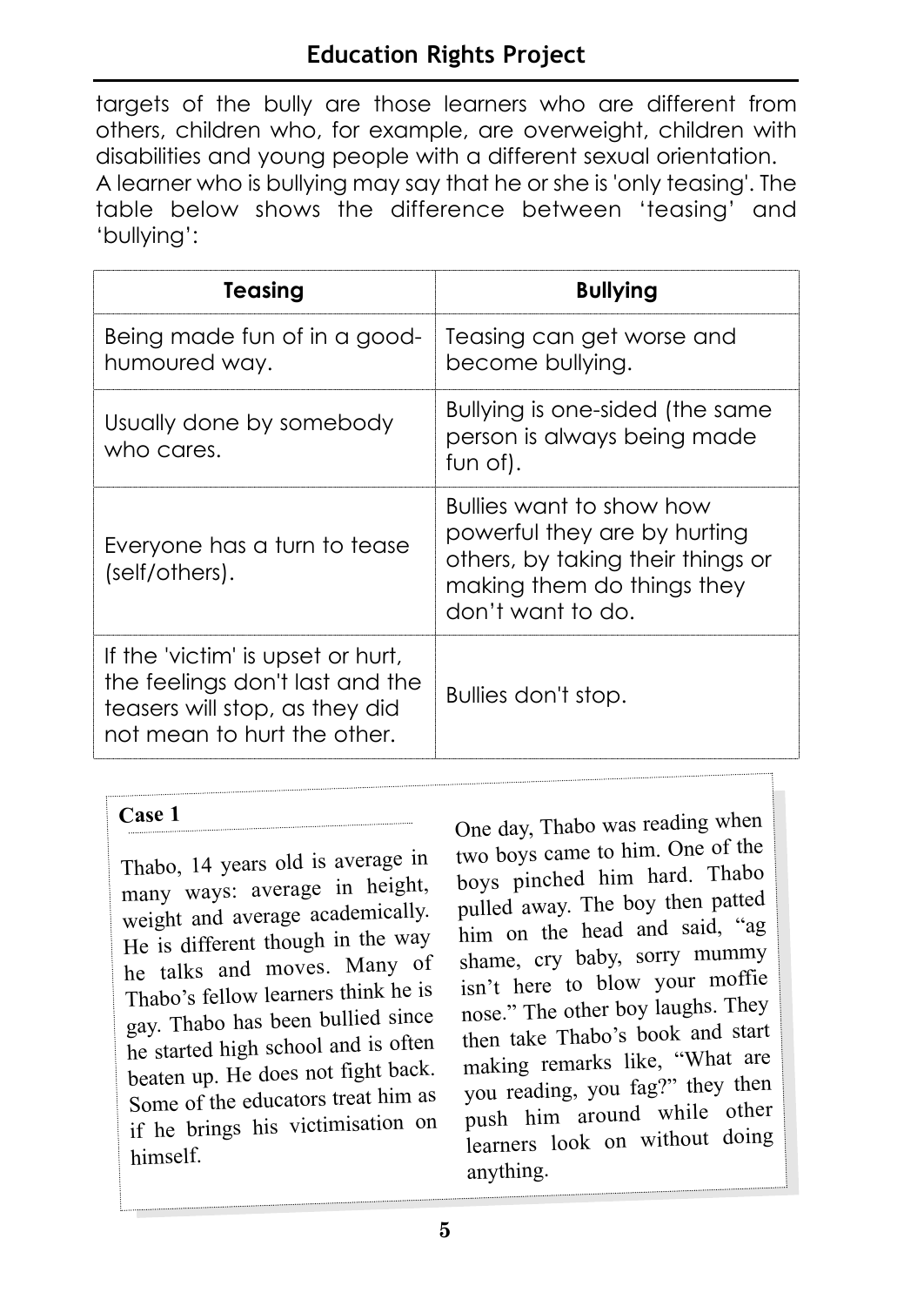targets of the bully are those learners who are different from others, children who, for example, are overweight, children with disabilities and young people with a different sexual orientation.

A learner who is bullying may say that he or she is 'only teasing'. The table below shows the difference between 'teasing' and 'bullying':

| Teasing | Bullying |
|---|---|
| Being made fun of in a good-humoured way. | Teasing can get worse and become bullying. |
| Usually done by somebody who cares. | Bullying is one-sided (the same person is always being made fun of). |
| Everyone has a turn to tease (self/others). | Bullies want to show how powerful they are by hurting others, by taking their things or making them do things they don't want to do. |
| If the 'victim' is upset or hurt, the feelings don't last and the teasers will stop, as they did not mean to hurt the other. | Bullies don't stop. |

**Case 1**

Thabo, 14 years old is average in many ways: average in height, weight and average academically. He is different though in the way he talks and moves. Many of Thabo's fellow learners think he is gay. Thabo has been bullied since he started high school and is often beaten up. He does not fight back. Some of the educators treat him as if he brings his victimisation on himself.

One day, Thabo was reading when two boys came to him. One of the boys pinched him hard. Thabo pulled away. The boy then patted him on the head and said, "ag shame, cry baby, sorry mummy isn't here to blow your moffie nose." The other boy laughs. They then take Thabo's book and start making remarks like, "What are you reading, you fag?" they then push him around while other learners look on without doing anything.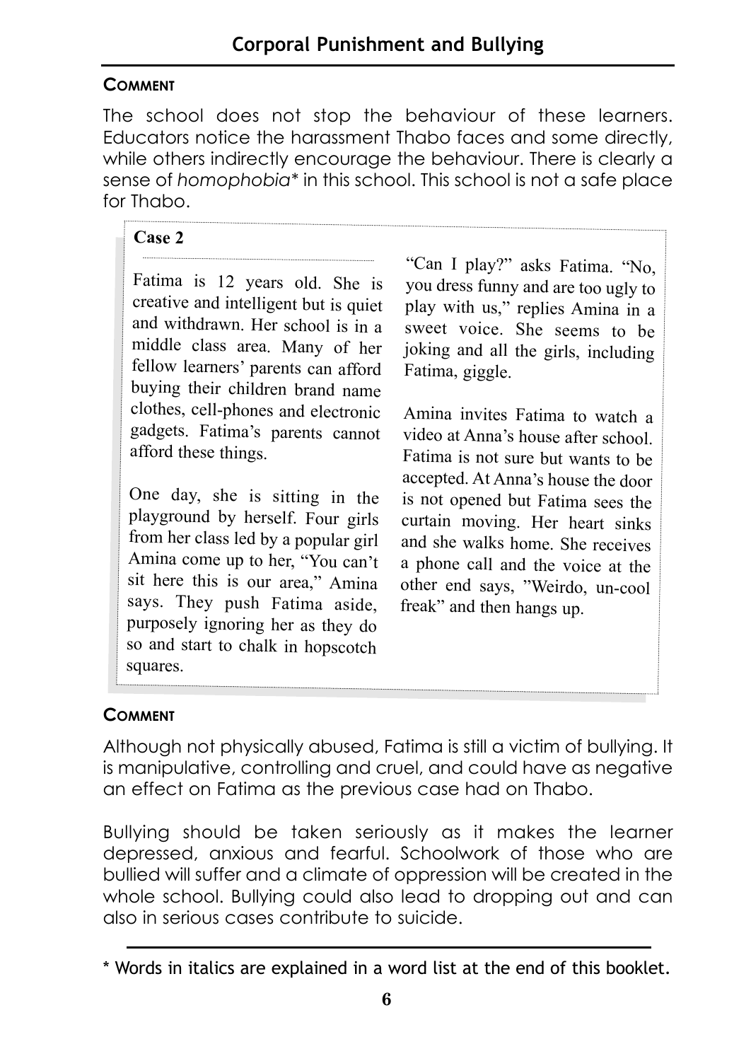**Comment**

The school does not stop the behaviour of these learners. Educators notice the harassment Thabo faces and some directly, while others indirectly encourage the behaviour. There is clearly a sense of *homophobia*\* in this school. This school is not a safe place for Thabo.

**Case 2**

Fatima is 12 years old. She is creative and intelligent but is quiet and withdrawn. Her school is in a middle class area. Many of her fellow learners' parents can afford buying their children brand name clothes, cell-phones and electronic gadgets. Fatima's parents cannot afford these things.

One day, she is sitting in the playground by herself. Four girls from her class led by a popular girl Amina come up to her, "You can't sit here this is our area," Amina says. They push Fatima aside, purposely ignoring her as they do so and start to chalk in hopscotch squares.

"Can I play?" asks Fatima. "No, you dress funny and are too ugly to play with us," replies Amina in a sweet voice. She seems to be joking and all the girls, including Fatima, giggle.

Amina invites Fatima to watch a video at Anna's house after school. Fatima is not sure but wants to be accepted. At Anna's house the door is not opened but Fatima sees the curtain moving. Her heart sinks and she walks home. She receives a phone call and the voice at the other end says, "Weirdo, un-cool freak" and then hangs up.

**Comment**

Although not physically abused, Fatima is still a victim of bullying. It is manipulative, controlling and cruel, and could have as negative an effect on Fatima as the previous case had on Thabo.

Bullying should be taken seriously as it makes the learner depressed, anxious and fearful. Schoolwork of those who are bullied will suffer and a climate of oppression will be created in the whole school. Bullying could also lead to dropping out and can also in serious cases contribute to suicide.

---

\* Words in italics are explained in a word list at the end of this booklet.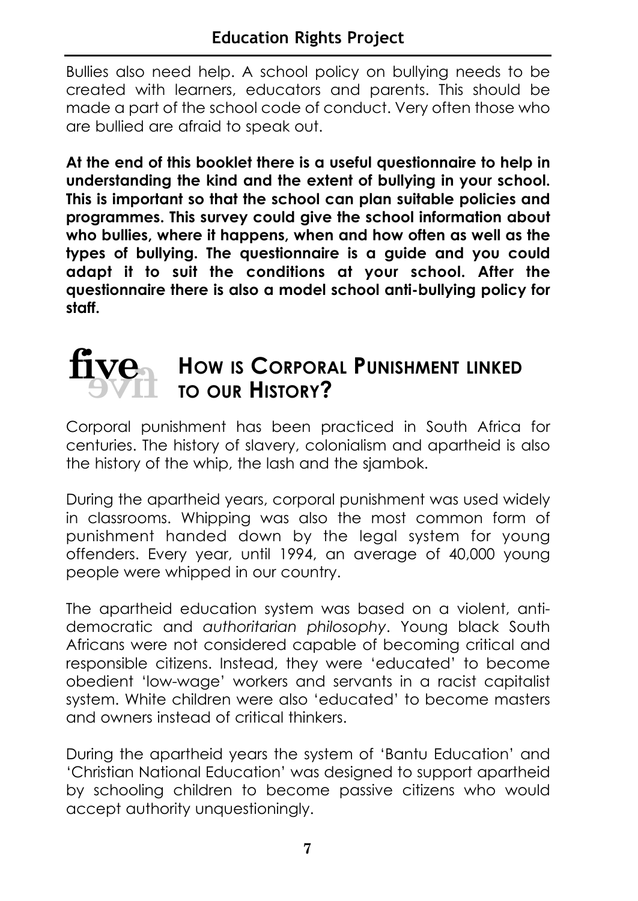Bullies also need help. A school policy on bullying needs to be created with learners, educators and parents. This should be made a part of the school code of conduct. Very often those who are bullied are afraid to speak out.

**At the end of this booklet there is a useful questionnaire to help in understanding the kind and the extent of bullying in your school. This is important so that the school can plan suitable policies and programmes. This survey could give the school information about who bullies, where it happens, when and how often as well as the types of bullying. The questionnaire is a guide and you could adapt it to suit the conditions at your school. After the questionnaire there is also a model school anti-bullying policy for staff.**

## five HOW IS CORPORAL PUNISHMENT LINKED TO OUR HISTORY?

Corporal punishment has been practiced in South Africa for centuries. The history of slavery, colonialism and apartheid is also the history of the whip, the lash and the sjambok.

During the apartheid years, corporal punishment was used widely in classrooms. Whipping was also the most common form of punishment handed down by the legal system for young offenders. Every year, until 1994, an average of 40,000 young people were whipped in our country.

The apartheid education system was based on a violent, anti-democratic and *authoritarian philosophy*. Young black South Africans were not considered capable of becoming critical and responsible citizens. Instead, they were 'educated' to become obedient 'low-wage' workers and servants in a racist capitalist system. White children were also 'educated' to become masters and owners instead of critical thinkers.

During the apartheid years the system of 'Bantu Education' and 'Christian National Education' was designed to support apartheid by schooling children to become passive citizens who would accept authority unquestioningly.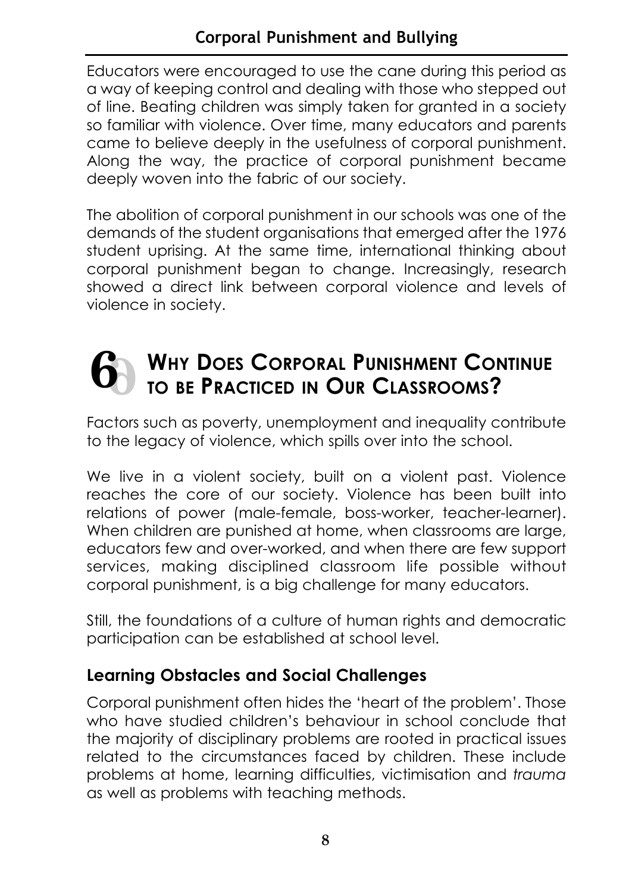Educators were encouraged to use the cane during this period as a way of keeping control and dealing with those who stepped out of line. Beating children was simply taken for granted in a society so familiar with violence. Over time, many educators and parents came to believe deeply in the usefulness of corporal punishment. Along the way, the practice of corporal punishment became deeply woven into the fabric of our society.

The abolition of corporal punishment in our schools was one of the demands of the student organisations that emerged after the 1976 student uprising. At the same time, international thinking about corporal punishment began to change. Increasingly, research showed a direct link between corporal violence and levels of violence in society.

## 6 Why Does Corporal Punishment Continue to be Practiced in Our Classrooms?

Factors such as poverty, unemployment and inequality contribute to the legacy of violence, which spills over into the school.

We live in a violent society, built on a violent past. Violence reaches the core of our society. Violence has been built into relations of power (male-female, boss-worker, teacher-learner). When children are punished at home, when classrooms are large, educators few and over-worked, and when there are few support services, making disciplined classroom life possible without corporal punishment, is a big challenge for many educators.

Still, the foundations of a culture of human rights and democratic participation can be established at school level.

### Learning Obstacles and Social Challenges

Corporal punishment often hides the 'heart of the problem'. Those who have studied children's behaviour in school conclude that the majority of disciplinary problems are rooted in practical issues related to the circumstances faced by children. These include problems at home, learning difficulties, victimisation and *trauma* as well as problems with teaching methods.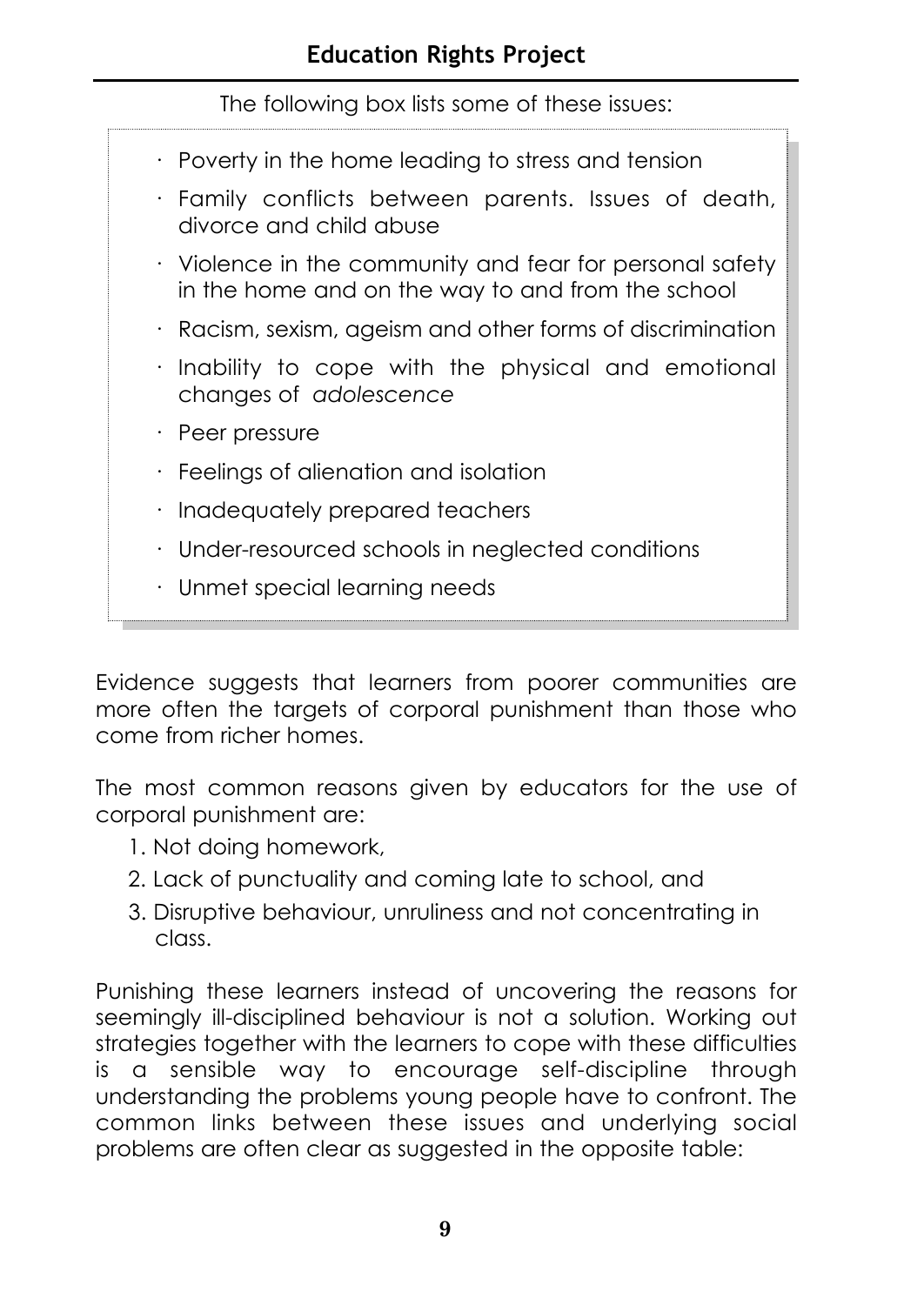The following box lists some of these issues:

- Poverty in the home leading to stress and tension
- Family conflicts between parents. Issues of death, divorce and child abuse
- Violence in the community and fear for personal safety in the home and on the way to and from the school
- Racism, sexism, ageism and other forms of discrimination
- Inability to cope with the physical and emotional changes of *adolescence*
- Peer pressure
- Feelings of alienation and isolation
- Inadequately prepared teachers
- Under-resourced schools in neglected conditions
- Unmet special learning needs

Evidence suggests that learners from poorer communities are more often the targets of corporal punishment than those who come from richer homes.

The most common reasons given by educators for the use of corporal punishment are:

1. Not doing homework,
2. Lack of punctuality and coming late to school, and
3. Disruptive behaviour, unruliness and not concentrating in class.

Punishing these learners instead of uncovering the reasons for seemingly ill-disciplined behaviour is not a solution. Working out strategies together with the learners to cope with these difficulties is a sensible way to encourage self-discipline through understanding the problems young people have to confront. The common links between these issues and underlying social problems are often clear as suggested in the opposite table: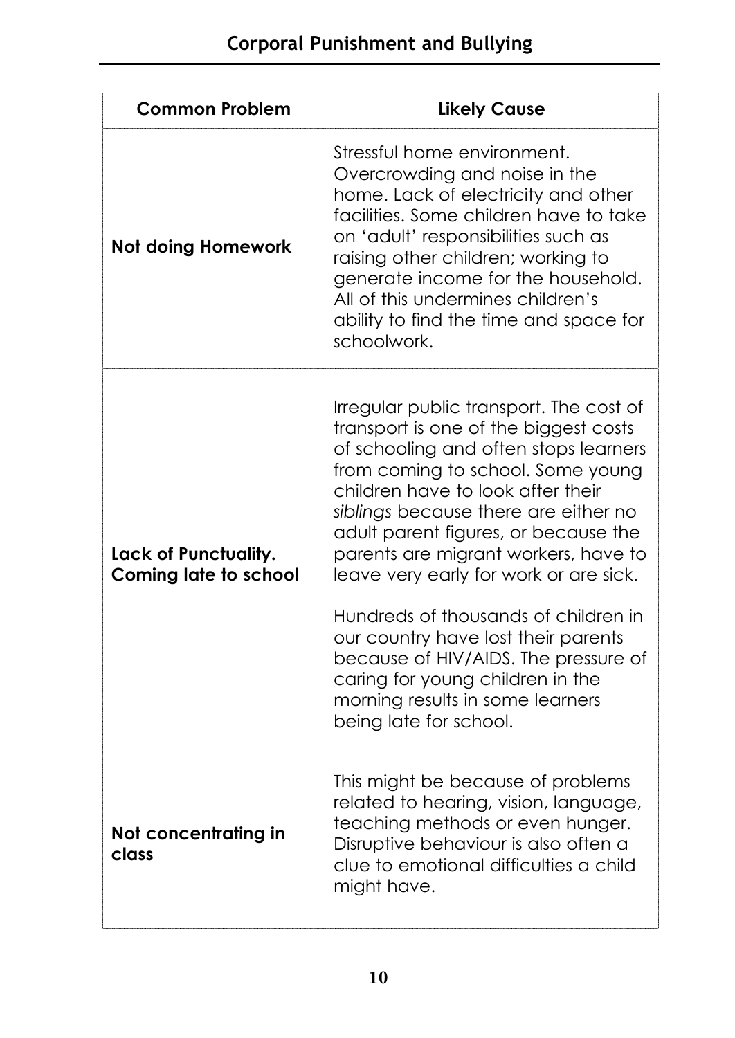| Common Problem | Likely Cause |
| --- | --- |
| **Not doing Homework** | Stressful home environment. Overcrowding and noise in the home. Lack of electricity and other facilities. Some children have to take on 'adult' responsibilities such as raising other children; working to generate income for the household. All of this undermines children's ability to find the time and space for schoolwork. |
| **Lack of Punctuality. Coming late to school** | Irregular public transport. The cost of transport is one of the biggest costs of schooling and often stops learners from coming to school. Some young children have to look after their *siblings* because there are either no adult parent figures, or because the parents are migrant workers, have to leave very early for work or are sick.<br><br>Hundreds of thousands of children in our country have lost their parents because of HIV/AIDS. The pressure of caring for young children in the morning results in some learners being late for school. |
| **Not concentrating in class** | This might be because of problems related to hearing, vision, language, teaching methods or even hunger. Disruptive behaviour is also often a clue to emotional difficulties a child might have. |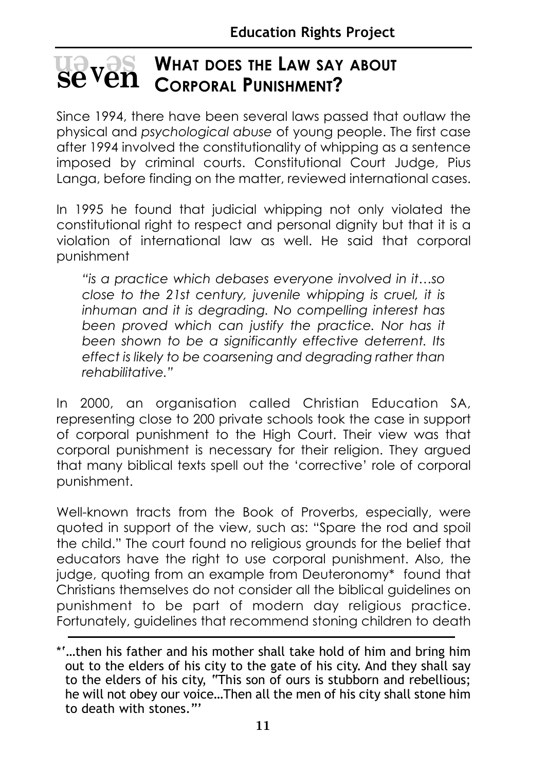# seven WHAT DOES THE LAW SAY ABOUT CORPORAL PUNISHMENT?

Since 1994, there have been several laws passed that outlaw the physical and *psychological abuse* of young people. The first case after 1994 involved the constitutionality of whipping as a sentence imposed by criminal courts. Constitutional Court Judge, Pius Langa, before finding on the matter, reviewed international cases.

In 1995 he found that judicial whipping not only violated the constitutional right to respect and personal dignity but that it is a violation of international law as well. He said that corporal punishment

> *"is a practice which debases everyone involved in it…so close to the 21st century, juvenile whipping is cruel, it is inhuman and it is degrading. No compelling interest has been proved which can justify the practice. Nor has it been shown to be a significantly effective deterrent. Its effect is likely to be coarsening and degrading rather than rehabilitative."*

In 2000, an organisation called Christian Education SA, representing close to 200 private schools took the case in support of corporal punishment to the High Court. Their view was that corporal punishment is necessary for their religion. They argued that many biblical texts spell out the 'corrective' role of corporal punishment.

Well-known tracts from the Book of Proverbs, especially, were quoted in support of the view, such as: "Spare the rod and spoil the child." The court found no religious grounds for the belief that educators have the right to use corporal punishment. Also, the judge, quoting from an example from Deuteronomy* found that Christians themselves do not consider all the biblical guidelines on punishment to be part of modern day religious practice. Fortunately, guidelines that recommend stoning children to death

---

*'…then his father and his mother shall take hold of him and bring him out to the elders of his city to the gate of his city. And they shall say to the elders of his city, "This son of ours is stubborn and rebellious; he will not obey our voice…Then all the men of his city shall stone him to death with stones."'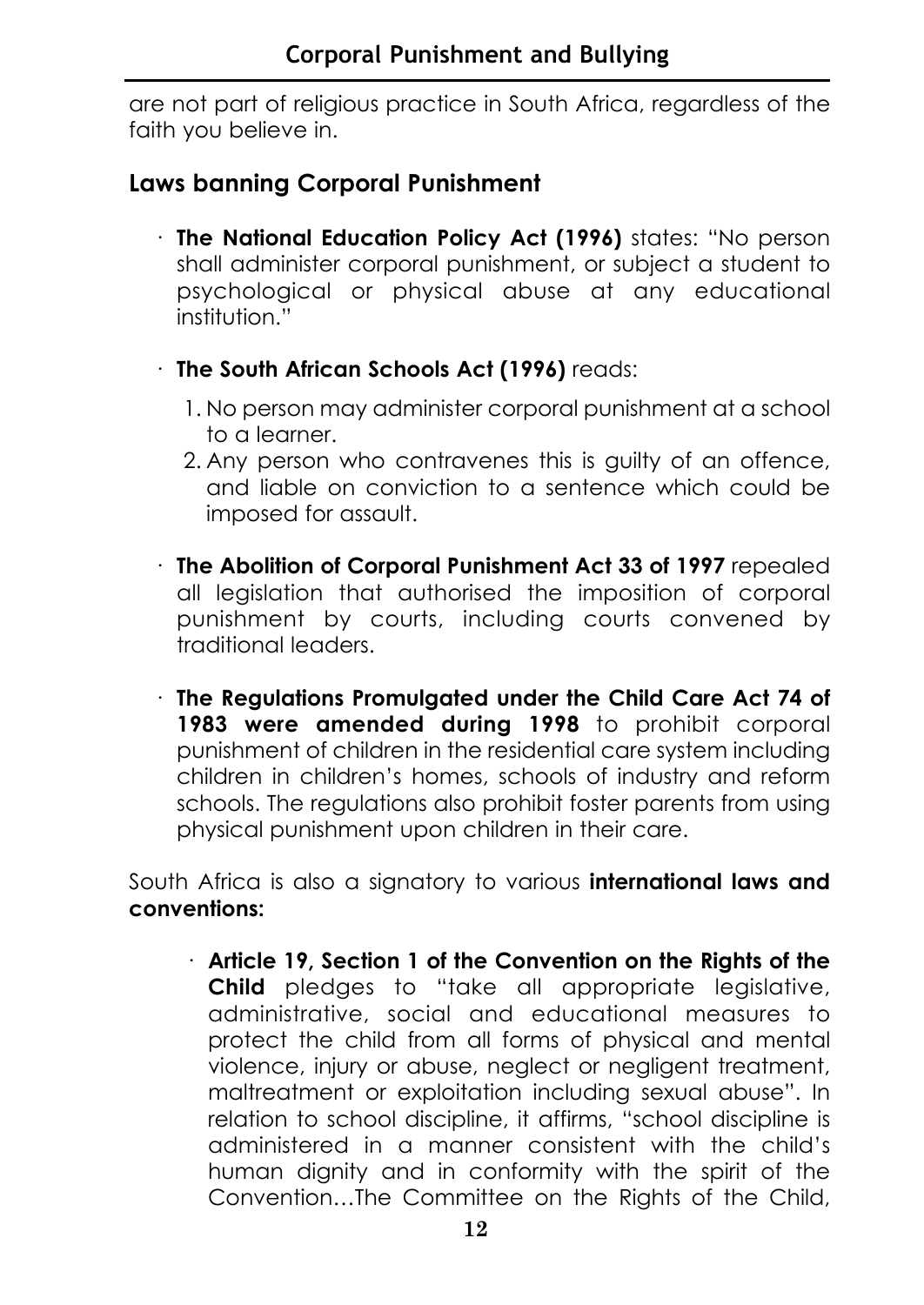are not part of religious practice in South Africa, regardless of the faith you believe in.

## Laws banning Corporal Punishment

- **The National Education Policy Act (1996)** states: "No person shall administer corporal punishment, or subject a student to psychological or physical abuse at any educational institution."

- **The South African Schools Act (1996)** reads:
    1. No person may administer corporal punishment at a school to a learner.
    2. Any person who contravenes this is guilty of an offence, and liable on conviction to a sentence which could be imposed for assault.

- **The Abolition of Corporal Punishment Act 33 of 1997** repealed all legislation that authorised the imposition of corporal punishment by courts, including courts convened by traditional leaders.

- **The Regulations Promulgated under the Child Care Act 74 of 1983 were amended during 1998** to prohibit corporal punishment of children in the residential care system including children in children's homes, schools of industry and reform schools. The regulations also prohibit foster parents from using physical punishment upon children in their care.

South Africa is also a signatory to various **international laws and conventions:**

- **Article 19, Section 1 of the Convention on the Rights of the Child** pledges to "take all appropriate legislative, administrative, social and educational measures to protect the child from all forms of physical and mental violence, injury or abuse, neglect or negligent treatment, maltreatment or exploitation including sexual abuse". In relation to school discipline, it affirms, "school discipline is administered in a manner consistent with the child's human dignity and in conformity with the spirit of the Convention…The Committee on the Rights of the Child,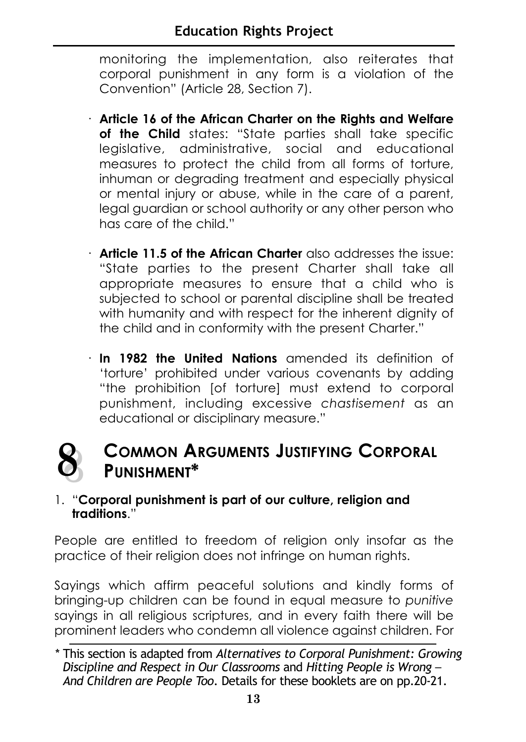monitoring the implementation, also reiterates that corporal punishment in any form is a violation of the Convention" (Article 28, Section 7).

- **Article 16 of the African Charter on the Rights and Welfare of the Child** states: "State parties shall take specific legislative, administrative, social and educational measures to protect the child from all forms of torture, inhuman or degrading treatment and especially physical or mental injury or abuse, while in the care of a parent, legal guardian or school authority or any other person who has care of the child."

- **Article 11.5 of the African Charter** also addresses the issue: "State parties to the present Charter shall take all appropriate measures to ensure that a child who is subjected to school or parental discipline shall be treated with humanity and with respect for the inherent dignity of the child and in conformity with the present Charter."

- **In 1982 the United Nations** amended its definition of 'torture' prohibited under various covenants by adding "the prohibition [of torture] must extend to corporal punishment, including excessive *chastisement* as an educational or disciplinary measure."

## 8 Common Arguments Justifying Corporal Punishment*

1. "**Corporal punishment is part of our culture, religion and traditions**."

People are entitled to freedom of religion only insofar as the practice of their religion does not infringe on human rights.

Sayings which affirm peaceful solutions and kindly forms of bringing-up children can be found in equal measure to *punitive* sayings in all religious scriptures, and in every faith there will be prominent leaders who condemn all violence against children. For

* This section is adapted from *Alternatives to Corporal Punishment: Growing Discipline and Respect in Our Classrooms* and *Hitting People is Wrong – And Children are People Too*. Details for these booklets are on pp.20-21.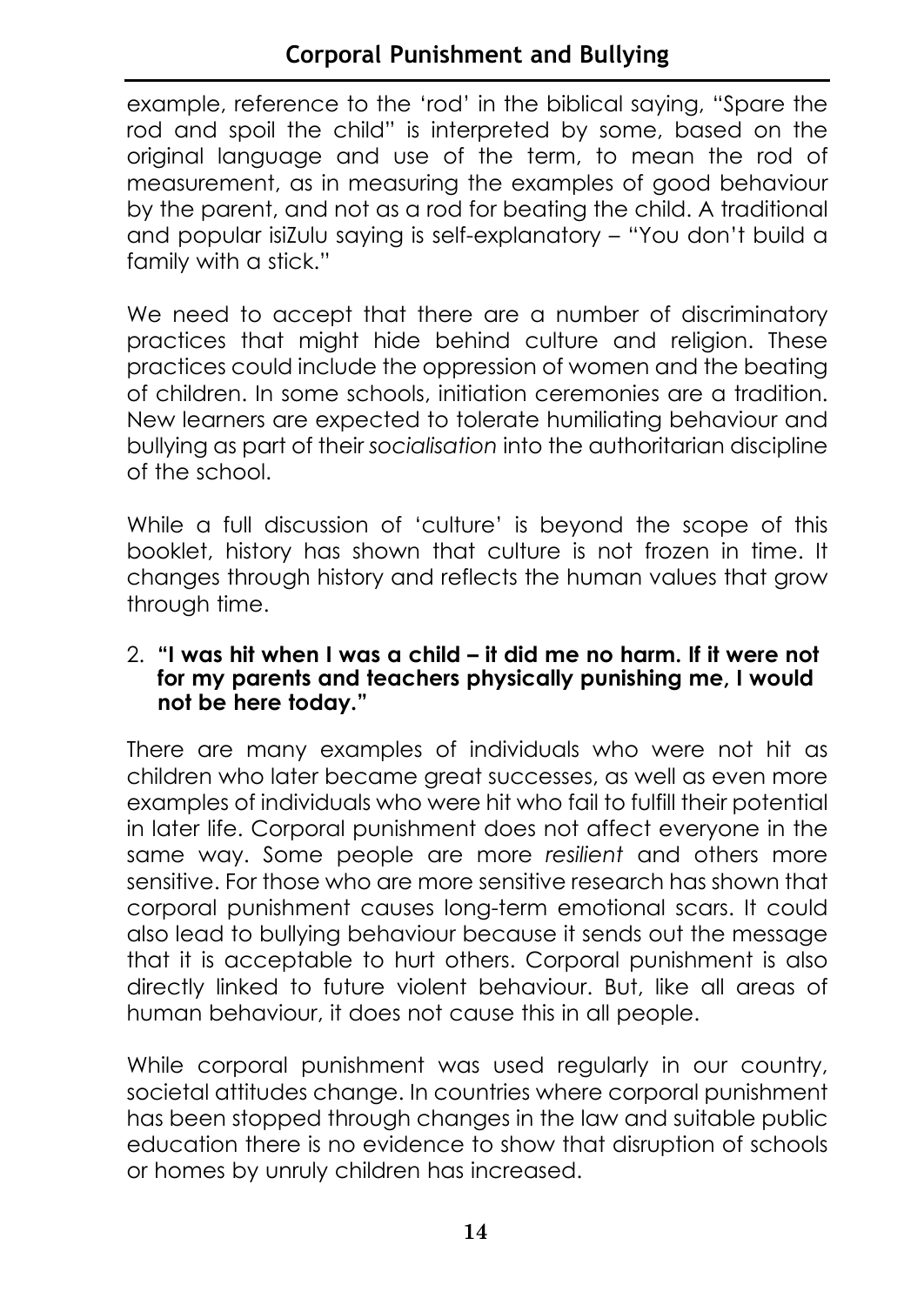example, reference to the 'rod' in the biblical saying, "Spare the rod and spoil the child" is interpreted by some, based on the original language and use of the term, to mean the rod of measurement, as in measuring the examples of good behaviour by the parent, and not as a rod for beating the child. A traditional and popular isiZulu saying is self-explanatory – "You don't build a family with a stick."

We need to accept that there are a number of discriminatory practices that might hide behind culture and religion. These practices could include the oppression of women and the beating of children. In some schools, initiation ceremonies are a tradition. New learners are expected to tolerate humiliating behaviour and bullying as part of their *socialisation* into the authoritarian discipline of the school.

While a full discussion of 'culture' is beyond the scope of this booklet, history has shown that culture is not frozen in time. It changes through history and reflects the human values that grow through time.

2. **"I was hit when I was a child – it did me no harm. If it were not for my parents and teachers physically punishing me, I would not be here today."**

There are many examples of individuals who were not hit as children who later became great successes, as well as even more examples of individuals who were hit who fail to fulfill their potential in later life. Corporal punishment does not affect everyone in the same way. Some people are more *resilient* and others more sensitive. For those who are more sensitive research has shown that corporal punishment causes long-term emotional scars. It could also lead to bullying behaviour because it sends out the message that it is acceptable to hurt others. Corporal punishment is also directly linked to future violent behaviour. But, like all areas of human behaviour, it does not cause this in all people.

While corporal punishment was used regularly in our country, societal attitudes change. In countries where corporal punishment has been stopped through changes in the law and suitable public education there is no evidence to show that disruption of schools or homes by unruly children has increased.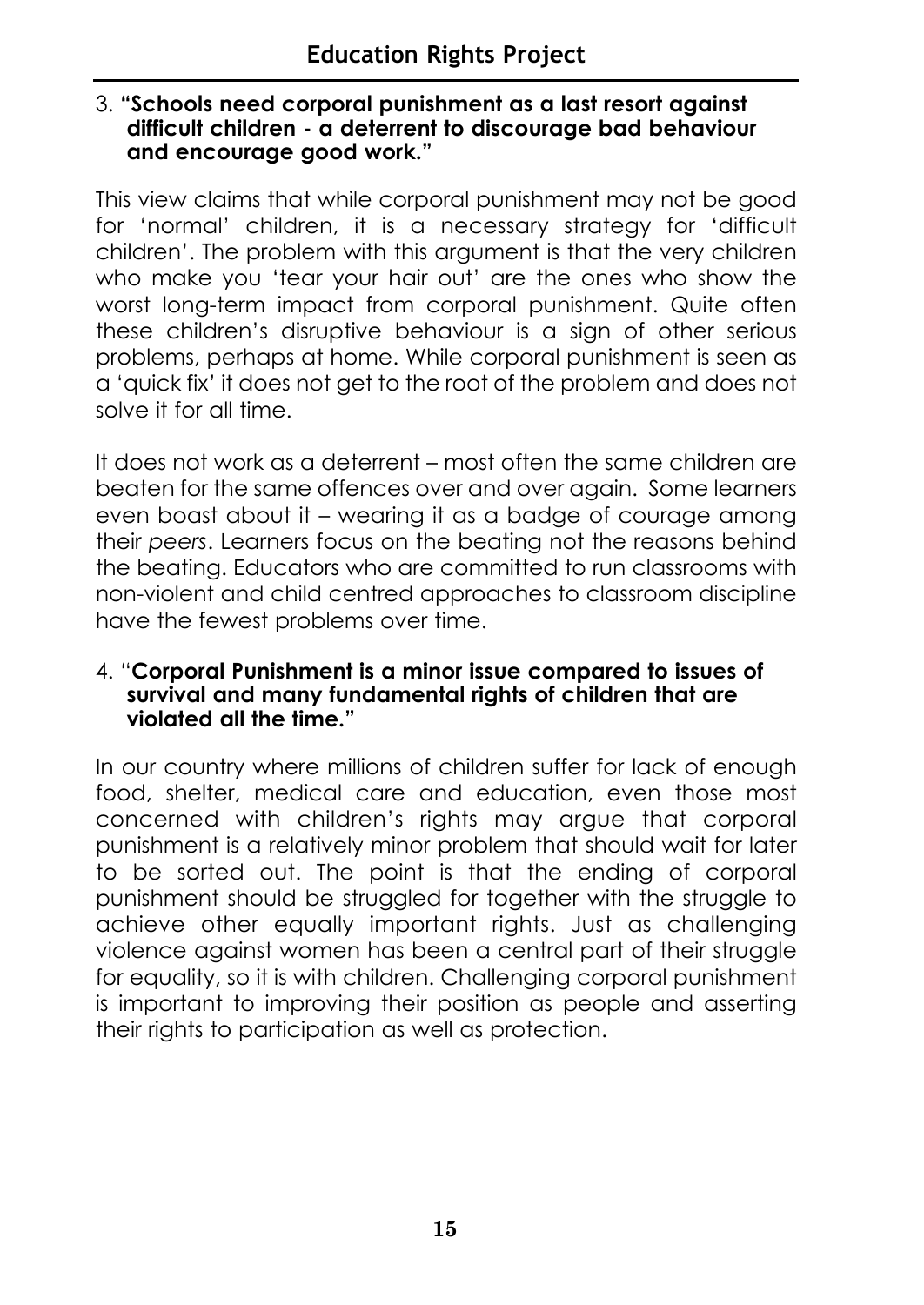3. **"Schools need corporal punishment as a last resort against difficult children - a deterrent to discourage bad behaviour and encourage good work."**

This view claims that while corporal punishment may not be good for 'normal' children, it is a necessary strategy for 'difficult children'. The problem with this argument is that the very children who make you 'tear your hair out' are the ones who show the worst long-term impact from corporal punishment. Quite often these children's disruptive behaviour is a sign of other serious problems, perhaps at home. While corporal punishment is seen as a 'quick fix' it does not get to the root of the problem and does not solve it for all time.

It does not work as a deterrent – most often the same children are beaten for the same offences over and over again. Some learners even boast about it – wearing it as a badge of courage among their *peers*. Learners focus on the beating not the reasons behind the beating. Educators who are committed to run classrooms with non-violent and child centred approaches to classroom discipline have the fewest problems over time.

4. "**Corporal Punishment is a minor issue compared to issues of survival and many fundamental rights of children that are violated all the time.**"

In our country where millions of children suffer for lack of enough food, shelter, medical care and education, even those most concerned with children's rights may argue that corporal punishment is a relatively minor problem that should wait for later to be sorted out. The point is that the ending of corporal punishment should be struggled for together with the struggle to achieve other equally important rights. Just as challenging violence against women has been a central part of their struggle for equality, so it is with children. Challenging corporal punishment is important to improving their position as people and asserting their rights to participation as well as protection.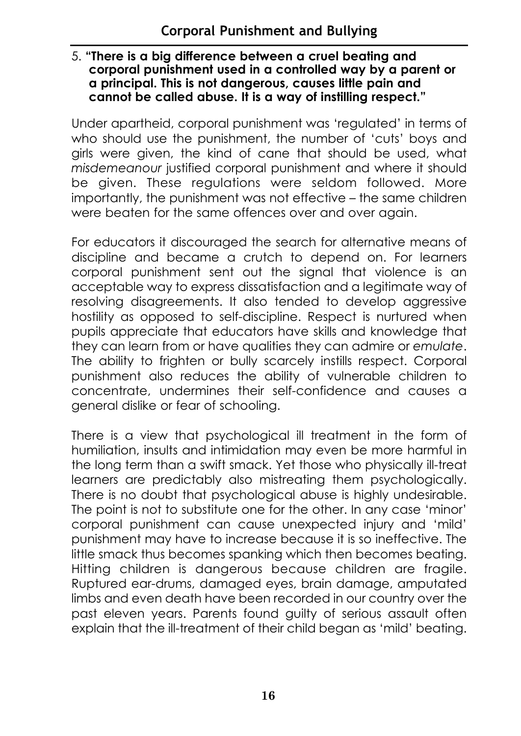5. **"There is a big difference between a cruel beating and corporal punishment used in a controlled way by a parent or a principal. This is not dangerous, causes little pain and cannot be called abuse. It is a way of instilling respect."**

Under apartheid, corporal punishment was 'regulated' in terms of who should use the punishment, the number of 'cuts' boys and girls were given, the kind of cane that should be used, what *misdemeanour* justified corporal punishment and where it should be given. These regulations were seldom followed. More importantly, the punishment was not effective – the same children were beaten for the same offences over and over again.

For educators it discouraged the search for alternative means of discipline and became a crutch to depend on. For learners corporal punishment sent out the signal that violence is an acceptable way to express dissatisfaction and a legitimate way of resolving disagreements. It also tended to develop aggressive hostility as opposed to self-discipline. Respect is nurtured when pupils appreciate that educators have skills and knowledge that they can learn from or have qualities they can admire or *emulate*. The ability to frighten or bully scarcely instills respect. Corporal punishment also reduces the ability of vulnerable children to concentrate, undermines their self-confidence and causes a general dislike or fear of schooling.

There is a view that psychological ill treatment in the form of humiliation, insults and intimidation may even be more harmful in the long term than a swift smack. Yet those who physically ill-treat learners are predictably also mistreating them psychologically. There is no doubt that psychological abuse is highly undesirable. The point is not to substitute one for the other. In any case 'minor' corporal punishment can cause unexpected injury and 'mild' punishment may have to increase because it is so ineffective. The little smack thus becomes spanking which then becomes beating. Hitting children is dangerous because children are fragile. Ruptured ear-drums, damaged eyes, brain damage, amputated limbs and even death have been recorded in our country over the past eleven years. Parents found guilty of serious assault often explain that the ill-treatment of their child began as 'mild' beating.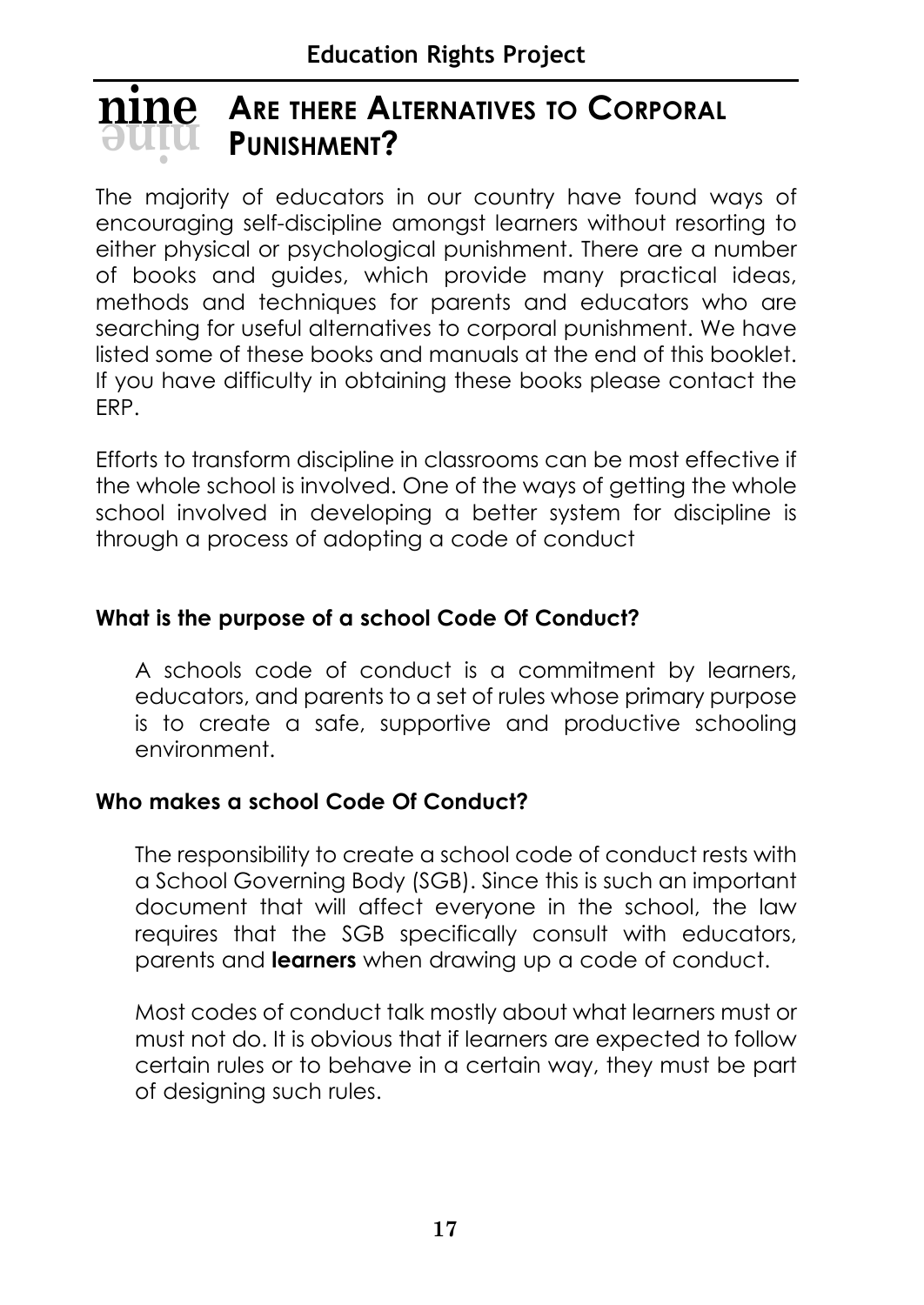# nine ARE THERE ALTERNATIVES TO CORPORAL PUNISHMENT?

The majority of educators in our country have found ways of encouraging self-discipline amongst learners without resorting to either physical or psychological punishment. There are a number of books and guides, which provide many practical ideas, methods and techniques for parents and educators who are searching for useful alternatives to corporal punishment. We have listed some of these books and manuals at the end of this booklet. If you have difficulty in obtaining these books please contact the ERP.

Efforts to transform discipline in classrooms can be most effective if the whole school is involved. One of the ways of getting the whole school involved in developing a better system for discipline is through a process of adopting a code of conduct

### What is the purpose of a school Code Of Conduct?

A schools code of conduct is a commitment by learners, educators, and parents to a set of rules whose primary purpose is to create a safe, supportive and productive schooling environment.

### Who makes a school Code Of Conduct?

The responsibility to create a school code of conduct rests with a School Governing Body (SGB). Since this is such an important document that will affect everyone in the school, the law requires that the SGB specifically consult with educators, parents and **learners** when drawing up a code of conduct.

Most codes of conduct talk mostly about what learners must or must not do. It is obvious that if learners are expected to follow certain rules or to behave in a certain way, they must be part of designing such rules.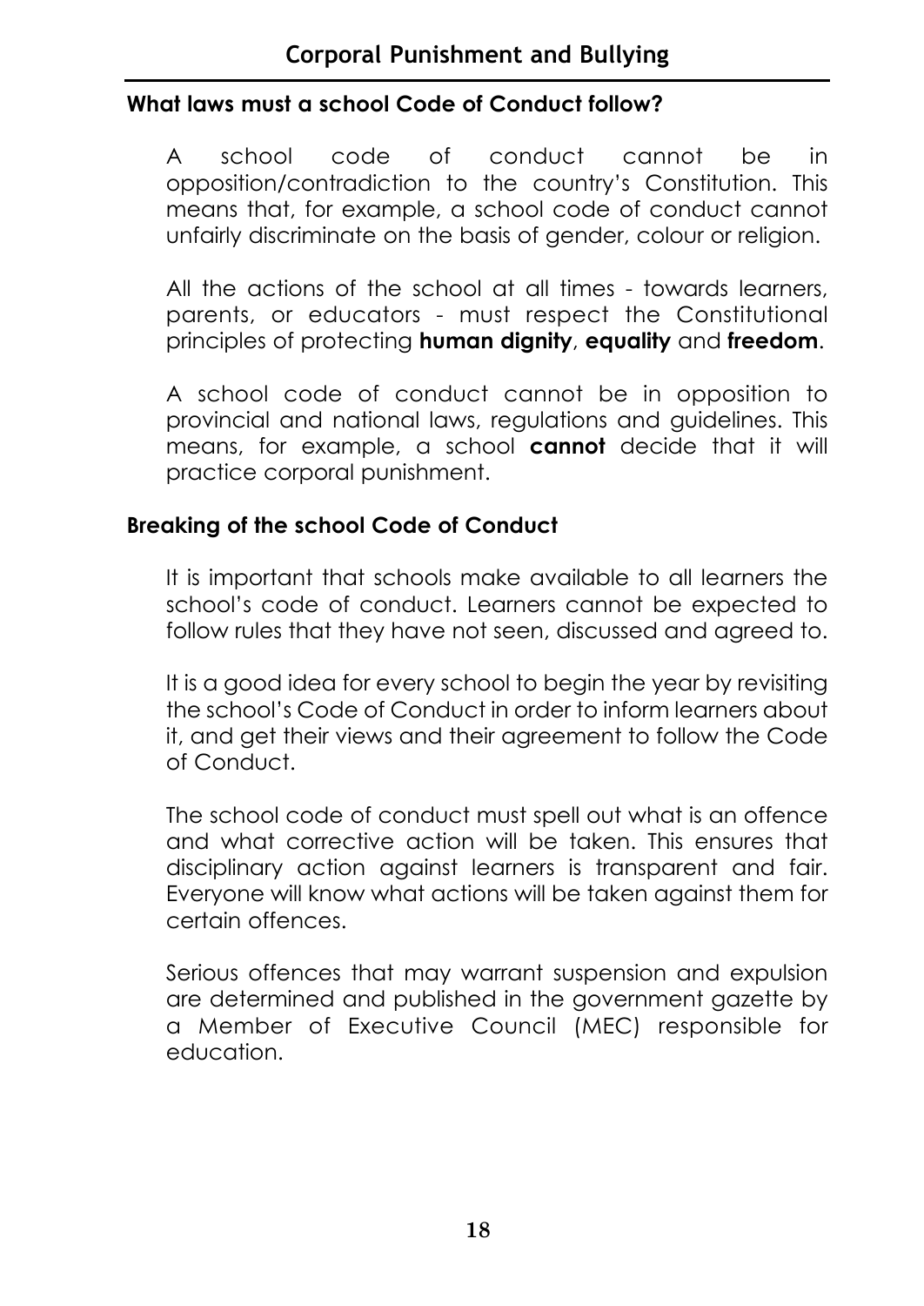## What laws must a school Code of Conduct follow?

A school code of conduct cannot be in opposition/contradiction to the country's Constitution. This means that, for example, a school code of conduct cannot unfairly discriminate on the basis of gender, colour or religion.

All the actions of the school at all times - towards learners, parents, or educators - must respect the Constitutional principles of protecting **human dignity**, **equality** and **freedom**.

A school code of conduct cannot be in opposition to provincial and national laws, regulations and guidelines. This means, for example, a school **cannot** decide that it will practice corporal punishment.

## Breaking of the school Code of Conduct

It is important that schools make available to all learners the school's code of conduct. Learners cannot be expected to follow rules that they have not seen, discussed and agreed to.

It is a good idea for every school to begin the year by revisiting the school's Code of Conduct in order to inform learners about it, and get their views and their agreement to follow the Code of Conduct.

The school code of conduct must spell out what is an offence and what corrective action will be taken. This ensures that disciplinary action against learners is transparent and fair. Everyone will know what actions will be taken against them for certain offences.

Serious offences that may warrant suspension and expulsion are determined and published in the government gazette by a Member of Executive Council (MEC) responsible for education.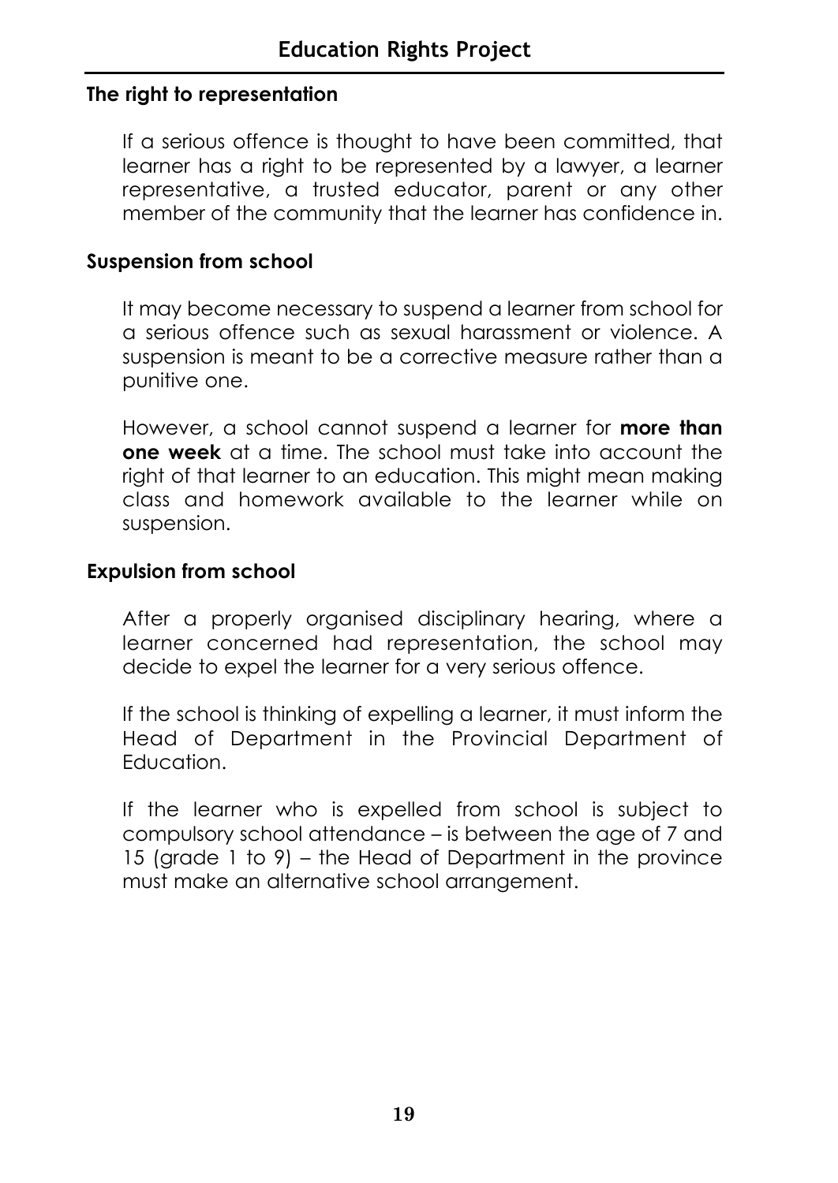### The right to representation

If a serious offence is thought to have been committed, that learner has a right to be represented by a lawyer, a learner representative, a trusted educator, parent or any other member of the community that the learner has confidence in.

### Suspension from school

It may become necessary to suspend a learner from school for a serious offence such as sexual harassment or violence. A suspension is meant to be a corrective measure rather than a punitive one.

However, a school cannot suspend a learner for **more than one week** at a time. The school must take into account the right of that learner to an education. This might mean making class and homework available to the learner while on suspension.

### Expulsion from school

After a properly organised disciplinary hearing, where a learner concerned had representation, the school may decide to expel the learner for a very serious offence.

If the school is thinking of expelling a learner, it must inform the Head of Department in the Provincial Department of Education.

If the learner who is expelled from school is subject to compulsory school attendance – is between the age of 7 and 15 (grade 1 to 9) – the Head of Department in the province must make an alternative school arrangement.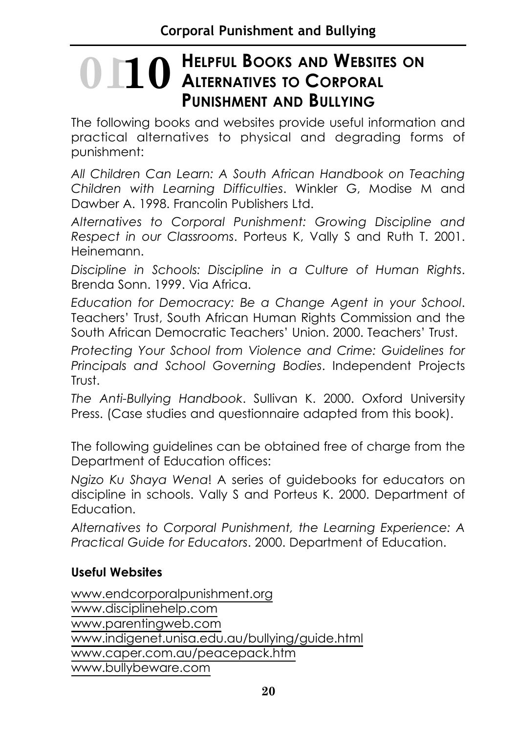# 10 Helpful Books and Websites on Alternatives to Corporal Punishment and Bullying

The following books and websites provide useful information and practical alternatives to physical and degrading forms of punishment:

*All Children Can Learn: A South African Handbook on Teaching Children with Learning Difficulties*. Winkler G, Modise M and Dawber A. 1998. Francolin Publishers Ltd.

*Alternatives to Corporal Punishment: Growing Discipline and Respect in our Classrooms*. Porteus K, Vally S and Ruth T. 2001. Heinemann.

*Discipline in Schools: Discipline in a Culture of Human Rights*. Brenda Sonn. 1999. Via Africa.

*Education for Democracy: Be a Change Agent in your School*. Teachers' Trust, South African Human Rights Commission and the South African Democratic Teachers' Union. 2000. Teachers' Trust.

*Protecting Your School from Violence and Crime: Guidelines for Principals and School Governing Bodies*. Independent Projects Trust.

*The Anti-Bullying Handbook*. Sullivan K. 2000. Oxford University Press. (Case studies and questionnaire adapted from this book).

The following guidelines can be obtained free of charge from the Department of Education offices:

*Ngizo Ku Shaya Wena*! A series of guidebooks for educators on discipline in schools. Vally S and Porteus K. 2000. Department of Education.

*Alternatives to Corporal Punishment, the Learning Experience: A Practical Guide for Educators*. 2000. Department of Education.

**Useful Websites**

www.endcorporalpunishment.org
www.disciplinehelp.com
www.parentingweb.com
www.indigenet.unisa.edu.au/bullying/guide.html
www.caper.com.au/peacepack.htm
www.bullybeware.com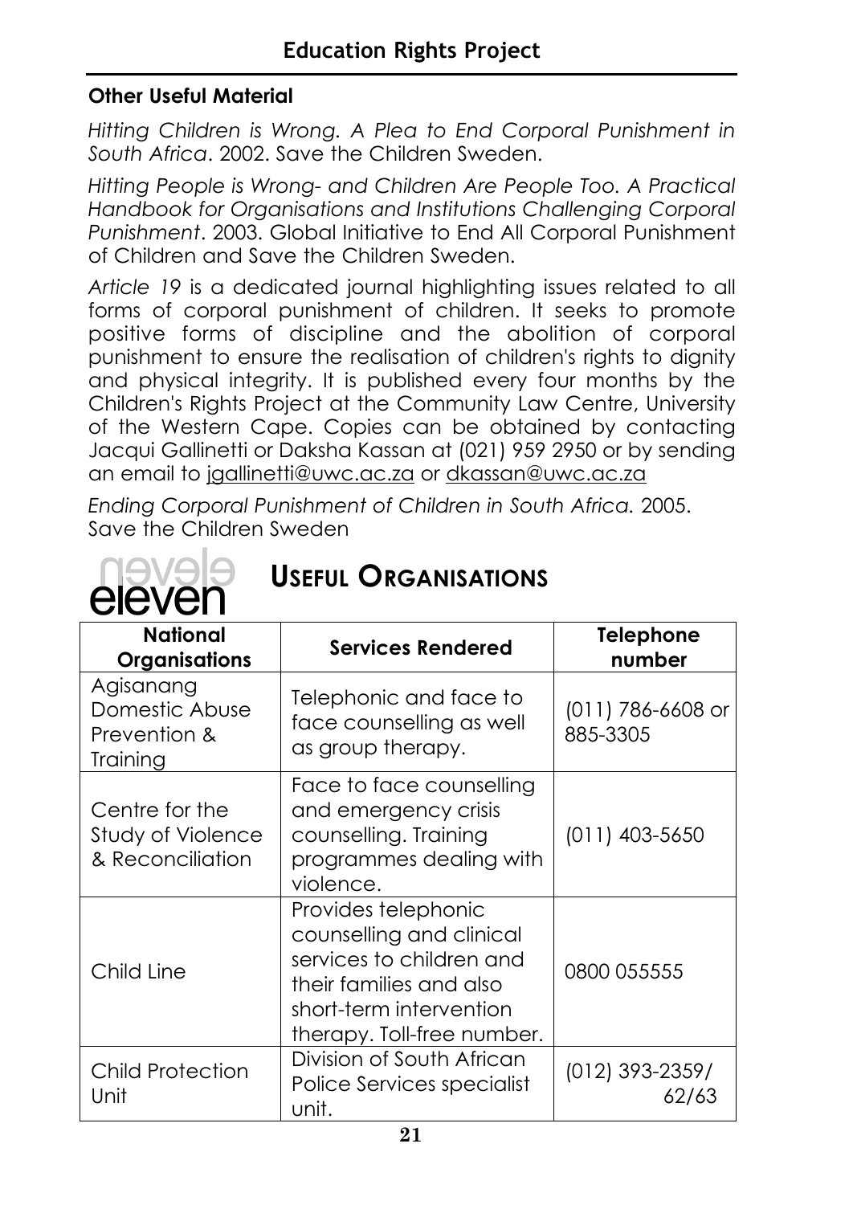### Other Useful Material

*Hitting Children is Wrong. A Plea to End Corporal Punishment in South Africa*. 2002. Save the Children Sweden.

*Hitting People is Wrong- and Children Are People Too. A Practical Handbook for Organisations and Institutions Challenging Corporal Punishment*. 2003. Global Initiative to End All Corporal Punishment of Children and Save the Children Sweden.

*Article 19* is a dedicated journal highlighting issues related to all forms of corporal punishment of children. It seeks to promote positive forms of discipline and the abolition of corporal punishment to ensure the realisation of children's rights to dignity and physical integrity. It is published every four months by the Children's Rights Project at the Community Law Centre, University of the Western Cape. Copies can be obtained by contacting Jacqui Gallinetti or Daksha Kassan at (021) 959 2950 or by sending an email to jgallinetti@uwc.ac.za or dkassan@uwc.ac.za

*Ending Corporal Punishment of Children in South Africa.* 2005. Save the Children Sweden

## eleven USEFUL ORGANISATIONS

| National Organisations | Services Rendered | Telephone number |
|---|---|---|
| Agisanang Domestic Abuse Prevention & Training | Telephonic and face to face counselling as well as group therapy. | (011) 786-6608 or 885-3305 |
| Centre for the Study of Violence & Reconciliation | Face to face counselling and emergency crisis counselling. Training programmes dealing with violence. | (011) 403-5650 |
| Child Line | Provides telephonic counselling and clinical services to children and their families and also short-term intervention therapy. Toll-free number. | 0800 055555 |
| Child Protection Unit | Division of South African Police Services specialist unit. | (012) 393-2359/ 62/63 |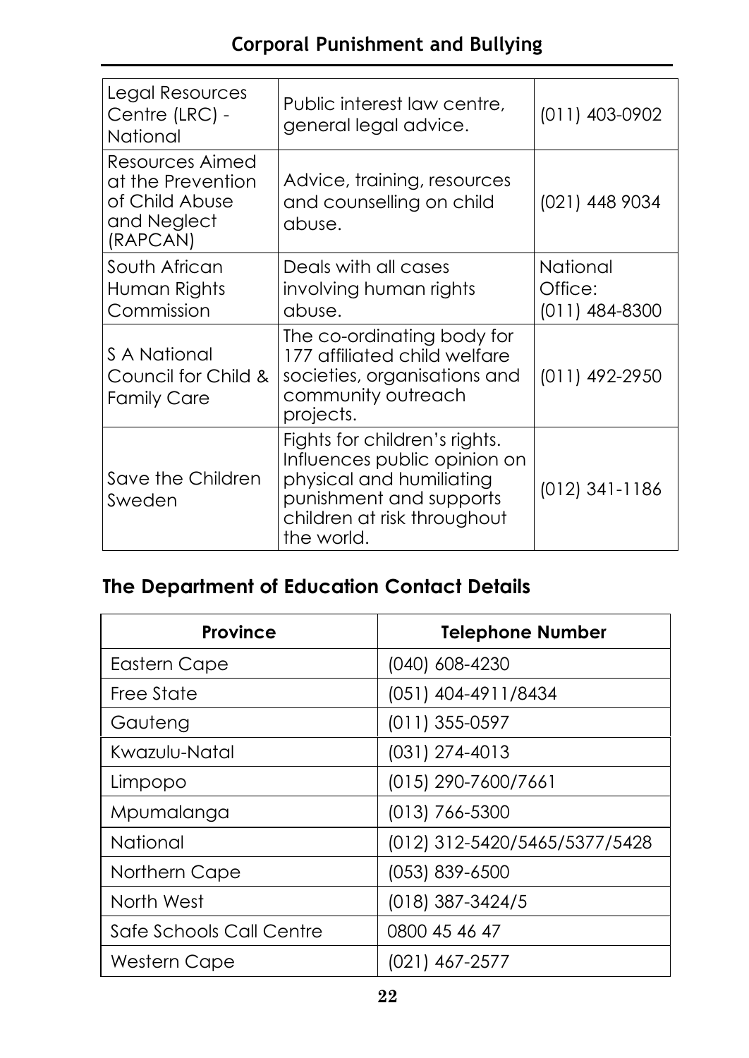| Legal Resources Centre (LRC) - National | Public interest law centre, general legal advice. | (011) 403-0902 |
|---|---|---|
| Resources Aimed at the Prevention of Child Abuse and Neglect (RAPCAN) | Advice, training, resources and counselling on child abuse. | (021) 448 9034 |
| South African Human Rights Commission | Deals with all cases involving human rights abuse. | National Office: (011) 484-8300 |
| S A National Council for Child & Family Care | The co-ordinating body for 177 affiliated child welfare societies, organisations and community outreach projects. | (011) 492-2950 |
| Save the Children Sweden | Fights for children's rights. Influences public opinion on physical and humiliating punishment and supports children at risk throughout the world. | (012) 341-1186 |

## The Department of Education Contact Details

| Province | Telephone Number |
|---|---|
| Eastern Cape | (040) 608-4230 |
| Free State | (051) 404-4911/8434 |
| Gauteng | (011) 355-0597 |
| Kwazulu-Natal | (031) 274-4013 |
| Limpopo | (015) 290-7600/7661 |
| Mpumalanga | (013) 766-5300 |
| National | (012) 312-5420/5465/5377/5428 |
| Northern Cape | (053) 839-6500 |
| North West | (018) 387-3424/5 |
| Safe Schools Call Centre | 0800 45 46 47 |
| Western Cape | (021) 467-2577 |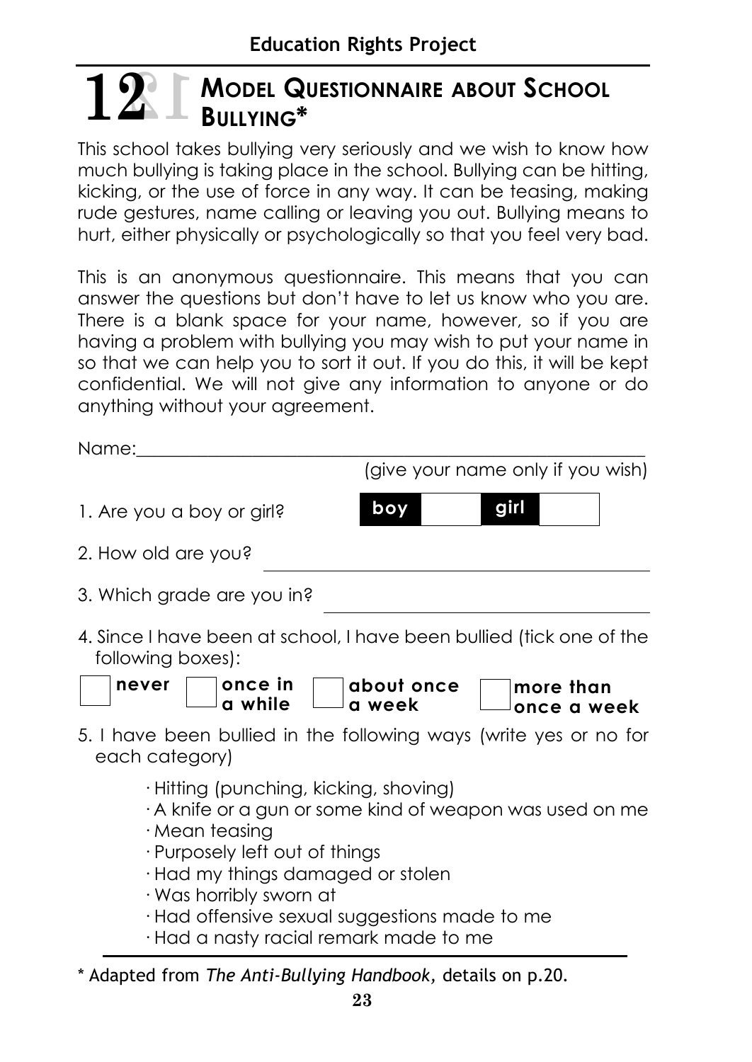**Education Rights Project**

# 12 MODEL QUESTIONNAIRE ABOUT SCHOOL BULLYING*

This school takes bullying very seriously and we wish to know how much bullying is taking place in the school. Bullying can be hitting, kicking, or the use of force in any way. It can be teasing, making rude gestures, name calling or leaving you out. Bullying means to hurt, either physically or psychologically so that you feel very bad.

This is an anonymous questionnaire. This means that you can answer the questions but don't have to let us know who you are. There is a blank space for your name, however, so if you are having a problem with bullying you may wish to put your name in so that we can help you to sort it out. If you do this, it will be kept confidential. We will not give any information to anyone or do anything without your agreement.

Name:________________________________________________

(give your name only if you wish)

1. Are you a boy or girl? **boy** ☐ **girl** ☐

2. How old are you? ________________________________

3. Which grade are you in? ________________________________

4. Since I have been at school, I have been bullied (tick one of the following boxes):

☐ **never** ☐ **once in a while** ☐ **about once a week** ☐ **more than once a week**

5. I have been bullied in the following ways (write yes or no for each category)

- Hitting (punching, kicking, shoving)
- A knife or a gun or some kind of weapon was used on me
- Mean teasing
- Purposely left out of things
- Had my things damaged or stolen
- Was horribly sworn at
- Had offensive sexual suggestions made to me
- Had a nasty racial remark made to me

---

* Adapted from *The Anti-Bullying Handbook*, details on p.20.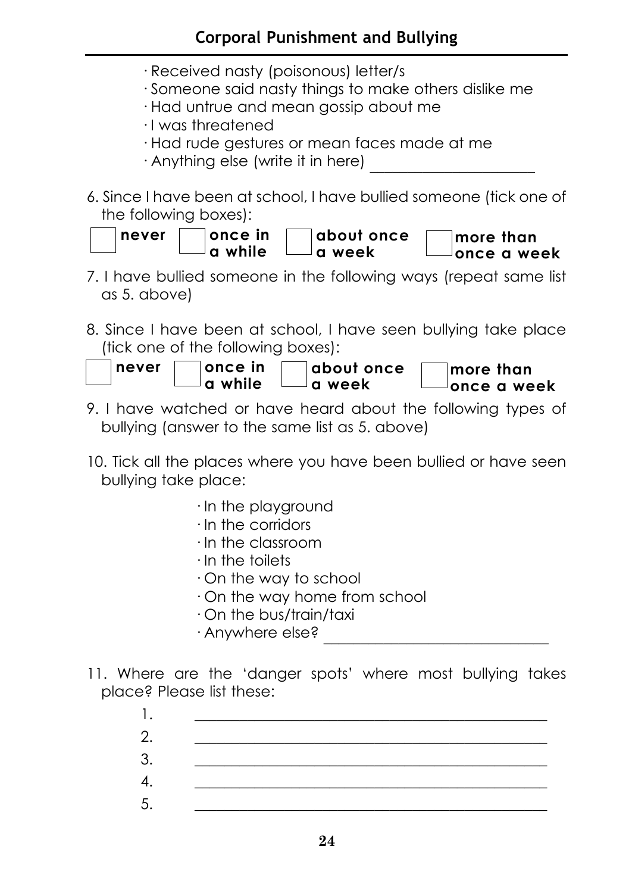- Received nasty (poisonous) letter/s
- Someone said nasty things to make others dislike me
- Had untrue and mean gossip about me
- I was threatened
- Had rude gestures or mean faces made at me
- Anything else (write it in here) ____________________

6. Since I have been at school, I have bullied someone (tick one of the following boxes):

☐ **never** ☐ **once in a while** ☐ **about once a week** ☐ **more than once a week**

7. I have bullied someone in the following ways (repeat same list as 5. above)

8. Since I have been at school, I have seen bullying take place (tick one of the following boxes):

☐ **never** ☐ **once in a while** ☐ **about once a week** ☐ **more than once a week**

9. I have watched or have heard about the following types of bullying (answer to the same list as 5. above)

10. Tick all the places where you have been bullied or have seen bullying take place:

- In the playground
- In the corridors
- In the classroom
- In the toilets
- On the way to school
- On the way home from school
- On the bus/train/taxi
- Anywhere else? ____________________________

11. Where are the 'danger spots' where most bullying takes place? Please list these:

1. ____________________________________________
2. ____________________________________________
3. ____________________________________________
4. ____________________________________________
5. ____________________________________________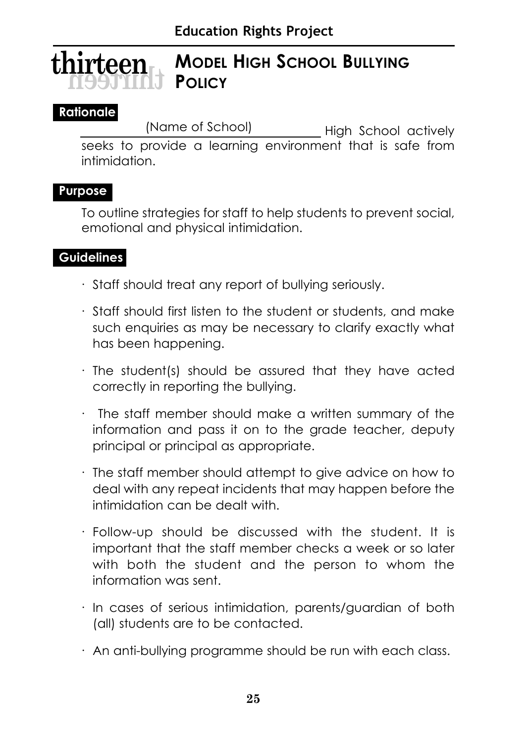# thirteen MODEL HIGH SCHOOL BULLYING POLICY

## Rationale

\_\_\_\_\_\_\_\_(Name of School)\_\_\_\_\_\_\_\_ High School actively seeks to provide a learning environment that is safe from intimidation.

## Purpose

To outline strategies for staff to help students to prevent social, emotional and physical intimidation.

## Guidelines

- Staff should treat any report of bullying seriously.
- Staff should first listen to the student or students, and make such enquiries as may be necessary to clarify exactly what has been happening.
- The student(s) should be assured that they have acted correctly in reporting the bullying.
- The staff member should make a written summary of the information and pass it on to the grade teacher, deputy principal or principal as appropriate.
- The staff member should attempt to give advice on how to deal with any repeat incidents that may happen before the intimidation can be dealt with.
- Follow-up should be discussed with the student. It is important that the staff member checks a week or so later with both the student and the person to whom the information was sent.
- In cases of serious intimidation, parents/guardian of both (all) students are to be contacted.
- An anti-bullying programme should be run with each class.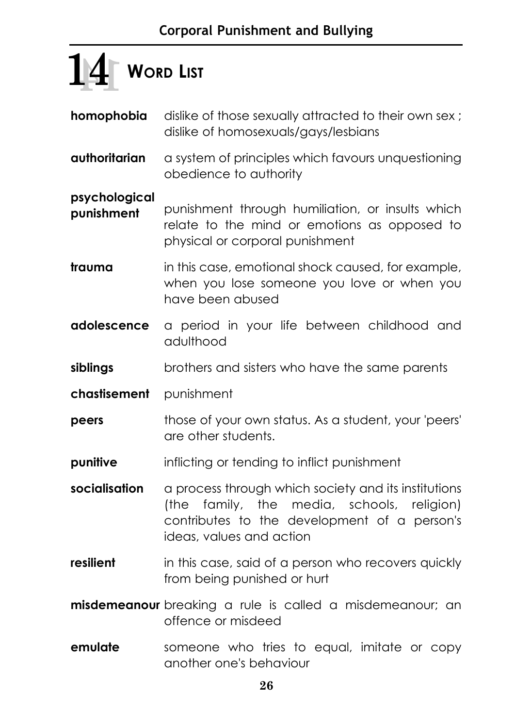# 14 WORD LIST

**homophobia** dislike of those sexually attracted to their own sex ; dislike of homosexuals/gays/lesbians

**authoritarian** a system of principles which favours unquestioning obedience to authority

**psychological punishment** punishment through humiliation, or insults which relate to the mind or emotions as opposed to physical or corporal punishment

**trauma** in this case, emotional shock caused, for example, when you lose someone you love or when you have been abused

**adolescence** a period in your life between childhood and adulthood

**siblings** brothers and sisters who have the same parents

**chastisement** punishment

**peers** those of your own status. As a student, your 'peers' are other students.

**punitive** inflicting or tending to inflict punishment

**socialisation** a process through which society and its institutions (the family, the media, schools, religion) contributes to the development of a person's ideas, values and action

**resilient** in this case, said of a person who recovers quickly from being punished or hurt

**misdemeanour** breaking a rule is called a misdemeanour; an offence or misdeed

**emulate** someone who tries to equal, imitate or copy another one's behaviour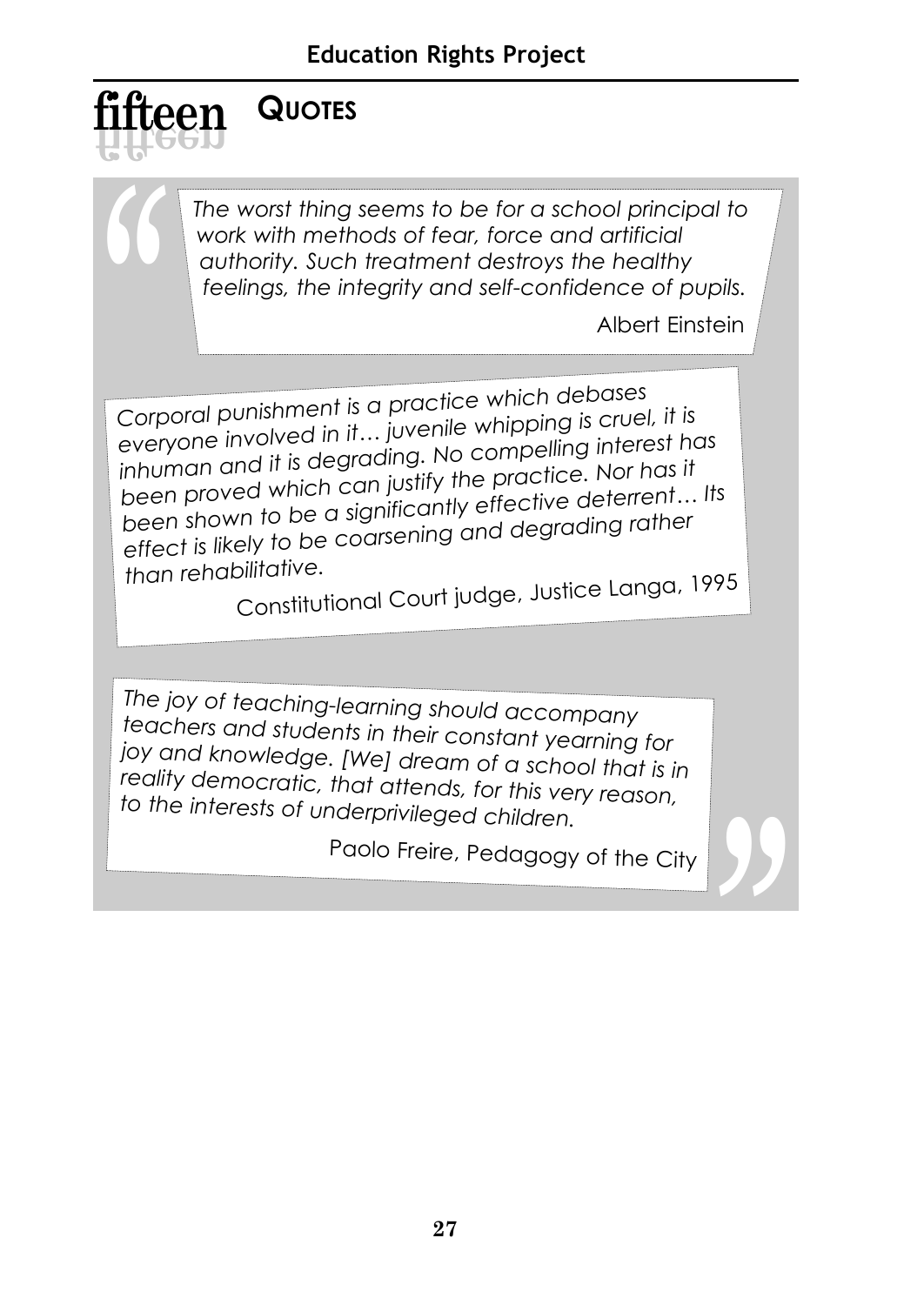# fifteen QUOTES

*The worst thing seems to be for a school principal to work with methods of fear, force and artificial authority. Such treatment destroys the healthy feelings, the integrity and self-confidence of pupils.*

Albert Einstein

*Corporal punishment is a practice which debases everyone involved in it… juvenile whipping is cruel, it is inhuman and it is degrading. No compelling interest has been proved which can justify the practice. Nor has it been shown to be a significantly effective deterrent… Its effect is likely to be coarsening and degrading rather than rehabilitative.*

Constitutional Court judge, Justice Langa, 1995

*The joy of teaching-learning should accompany teachers and students in their constant yearning for joy and knowledge. [We] dream of a school that is in reality democratic, that attends, for this very reason, to the interests of underprivileged children.*

Paolo Freire, Pedagogy of the City